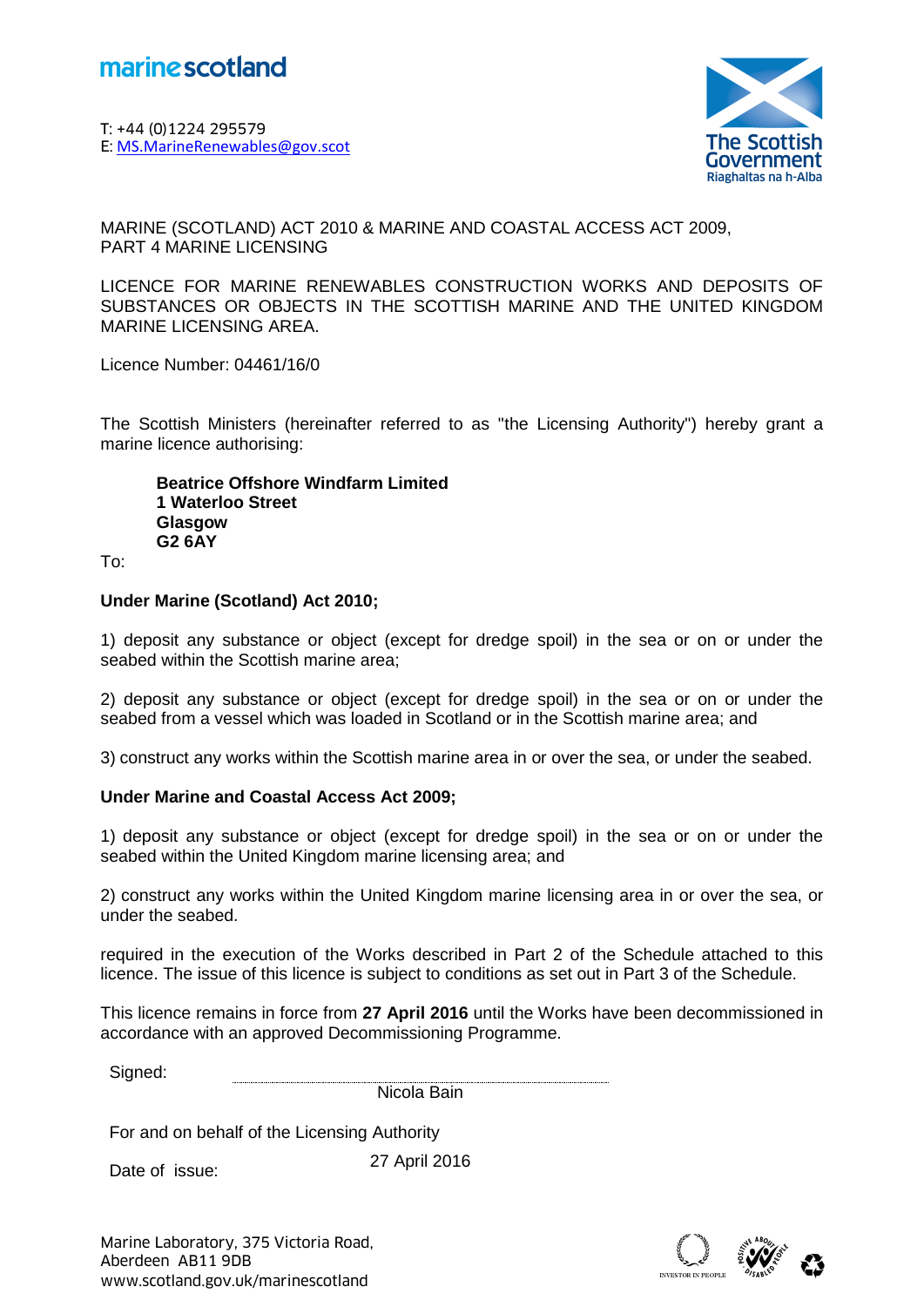marine scotland

T: +44 (0)1224 295579
E: MS.MarineRenewables@gov.scot

The Scottish Government
Riaghaltas na h-Alba

MARINE (SCOTLAND) ACT 2010 & MARINE AND COASTAL ACCESS ACT 2009, PART 4 MARINE LICENSING

LICENCE FOR MARINE RENEWABLES CONSTRUCTION WORKS AND DEPOSITS OF SUBSTANCES OR OBJECTS IN THE SCOTTISH MARINE AND THE UNITED KINGDOM MARINE LICENSING AREA.

Licence Number: 04461/16/0

The Scottish Ministers (hereinafter referred to as "the Licensing Authority") hereby grant a marine licence authorising:

**Beatrice Offshore Windfarm Limited**
**1 Waterloo Street**
**Glasgow**
**G2 6AY**

To:

**Under Marine (Scotland) Act 2010;**

1) deposit any substance or object (except for dredge spoil) in the sea or on or under the seabed within the Scottish marine area;

2) deposit any substance or object (except for dredge spoil) in the sea or on or under the seabed from a vessel which was loaded in Scotland or in the Scottish marine area; and

3) construct any works within the Scottish marine area in or over the sea, or under the seabed.

**Under Marine and Coastal Access Act 2009;**

1) deposit any substance or object (except for dredge spoil) in the sea or on or under the seabed within the United Kingdom marine licensing area; and

2) construct any works within the United Kingdom marine licensing area in or over the sea, or under the seabed.

required in the execution of the Works described in Part 2 of the Schedule attached to this licence. The issue of this licence is subject to conditions as set out in Part 3 of the Schedule.

This licence remains in force from **27 April 2016** until the Works have been decommissioned in accordance with an approved Decommissioning Programme.

Signed:

Nicola Bain

For and on behalf of the Licensing Authority

Date of issue: 27 April 2016

Marine Laboratory, 375 Victoria Road,
Aberdeen AB11 9DB
www.scotland.gov.uk/marinescotland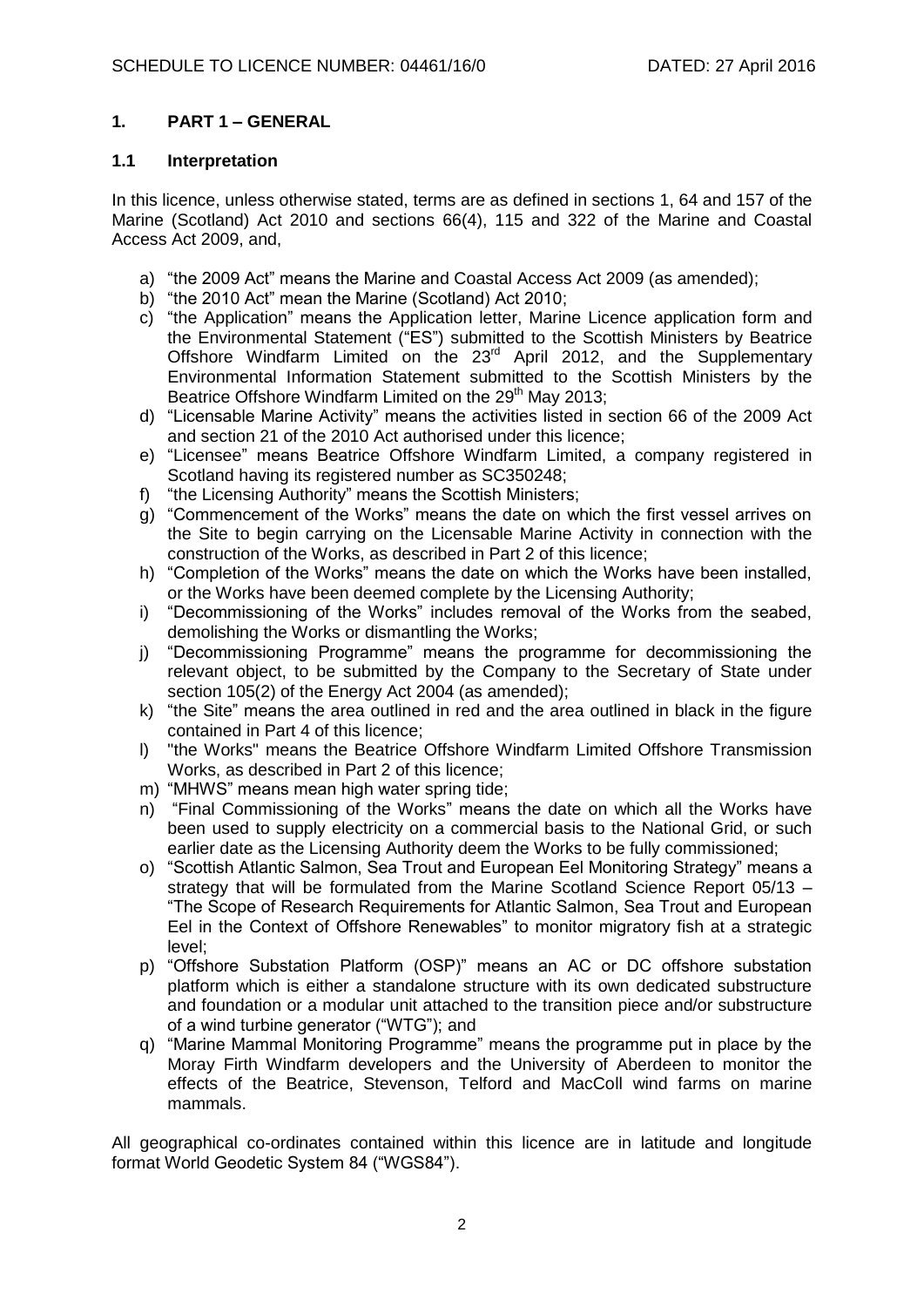## 1. PART 1 – GENERAL

### 1.1 Interpretation

In this licence, unless otherwise stated, terms are as defined in sections 1, 64 and 157 of the Marine (Scotland) Act 2010 and sections 66(4), 115 and 322 of the Marine and Coastal Access Act 2009, and,

a) "the 2009 Act" means the Marine and Coastal Access Act 2009 (as amended);
b) "the 2010 Act" mean the Marine (Scotland) Act 2010;
c) "the Application" means the Application letter, Marine Licence application form and the Environmental Statement ("ES") submitted to the Scottish Ministers by Beatrice Offshore Windfarm Limited on the 23rd April 2012, and the Supplementary Environmental Information Statement submitted to the Scottish Ministers by the Beatrice Offshore Windfarm Limited on the 29th May 2013;
d) "Licensable Marine Activity" means the activities listed in section 66 of the 2009 Act and section 21 of the 2010 Act authorised under this licence;
e) "Licensee" means Beatrice Offshore Windfarm Limited, a company registered in Scotland having its registered number as SC350248;
f) "the Licensing Authority" means the Scottish Ministers;
g) "Commencement of the Works" means the date on which the first vessel arrives on the Site to begin carrying on the Licensable Marine Activity in connection with the construction of the Works, as described in Part 2 of this licence;
h) "Completion of the Works" means the date on which the Works have been installed, or the Works have been deemed complete by the Licensing Authority;
i) "Decommissioning of the Works" includes removal of the Works from the seabed, demolishing the Works or dismantling the Works;
j) "Decommissioning Programme" means the programme for decommissioning the relevant object, to be submitted by the Company to the Secretary of State under section 105(2) of the Energy Act 2004 (as amended);
k) "the Site" means the area outlined in red and the area outlined in black in the figure contained in Part 4 of this licence;
l) "the Works" means the Beatrice Offshore Windfarm Limited Offshore Transmission Works, as described in Part 2 of this licence;
m) "MHWS" means mean high water spring tide;
n) "Final Commissioning of the Works" means the date on which all the Works have been used to supply electricity on a commercial basis to the National Grid, or such earlier date as the Licensing Authority deem the Works to be fully commissioned;
o) "Scottish Atlantic Salmon, Sea Trout and European Eel Monitoring Strategy" means a strategy that will be formulated from the Marine Scotland Science Report 05/13 – "The Scope of Research Requirements for Atlantic Salmon, Sea Trout and European Eel in the Context of Offshore Renewables" to monitor migratory fish at a strategic level;
p) "Offshore Substation Platform (OSP)" means an AC or DC offshore substation platform which is either a standalone structure with its own dedicated substructure and foundation or a modular unit attached to the transition piece and/or substructure of a wind turbine generator ("WTG"); and
q) "Marine Mammal Monitoring Programme" means the programme put in place by the Moray Firth Windfarm developers and the University of Aberdeen to monitor the effects of the Beatrice, Stevenson, Telford and MacColl wind farms on marine mammals.

All geographical co-ordinates contained within this licence are in latitude and longitude format World Geodetic System 84 ("WGS84").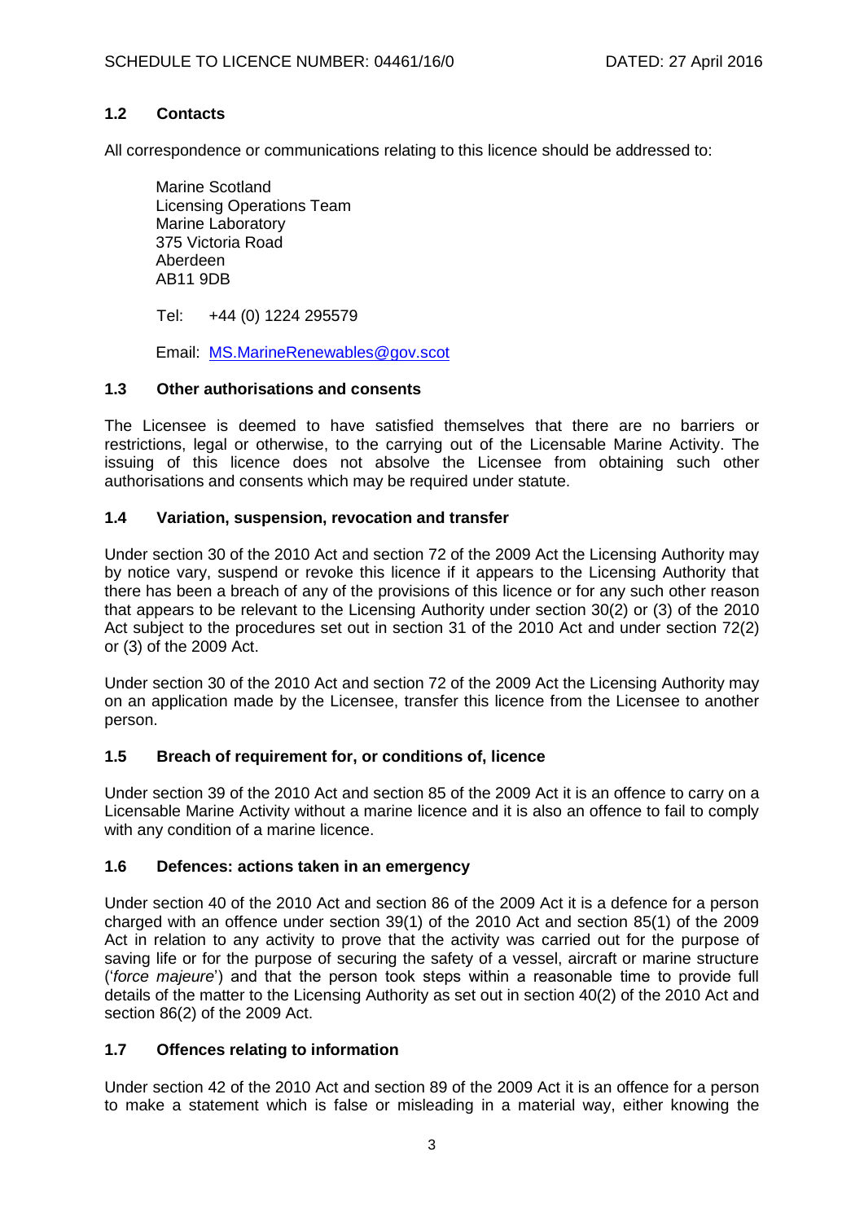### 1.2 Contacts

All correspondence or communications relating to this licence should be addressed to:

Marine Scotland
Licensing Operations Team
Marine Laboratory
375 Victoria Road
Aberdeen
AB11 9DB

Tel: +44 (0) 1224 295579

Email: MS.MarineRenewables@gov.scot

### 1.3 Other authorisations and consents

The Licensee is deemed to have satisfied themselves that there are no barriers or restrictions, legal or otherwise, to the carrying out of the Licensable Marine Activity. The issuing of this licence does not absolve the Licensee from obtaining such other authorisations and consents which may be required under statute.

### 1.4 Variation, suspension, revocation and transfer

Under section 30 of the 2010 Act and section 72 of the 2009 Act the Licensing Authority may by notice vary, suspend or revoke this licence if it appears to the Licensing Authority that there has been a breach of any of the provisions of this licence or for any such other reason that appears to be relevant to the Licensing Authority under section 30(2) or (3) of the 2010 Act subject to the procedures set out in section 31 of the 2010 Act and under section 72(2) or (3) of the 2009 Act.

Under section 30 of the 2010 Act and section 72 of the 2009 Act the Licensing Authority may on an application made by the Licensee, transfer this licence from the Licensee to another person.

### 1.5 Breach of requirement for, or conditions of, licence

Under section 39 of the 2010 Act and section 85 of the 2009 Act it is an offence to carry on a Licensable Marine Activity without a marine licence and it is also an offence to fail to comply with any condition of a marine licence.

### 1.6 Defences: actions taken in an emergency

Under section 40 of the 2010 Act and section 86 of the 2009 Act it is a defence for a person charged with an offence under section 39(1) of the 2010 Act and section 85(1) of the 2009 Act in relation to any activity to prove that the activity was carried out for the purpose of saving life or for the purpose of securing the safety of a vessel, aircraft or marine structure ('*force majeure*') and that the person took steps within a reasonable time to provide full details of the matter to the Licensing Authority as set out in section 40(2) of the 2010 Act and section 86(2) of the 2009 Act.

### 1.7 Offences relating to information

Under section 42 of the 2010 Act and section 89 of the 2009 Act it is an offence for a person to make a statement which is false or misleading in a material way, either knowing the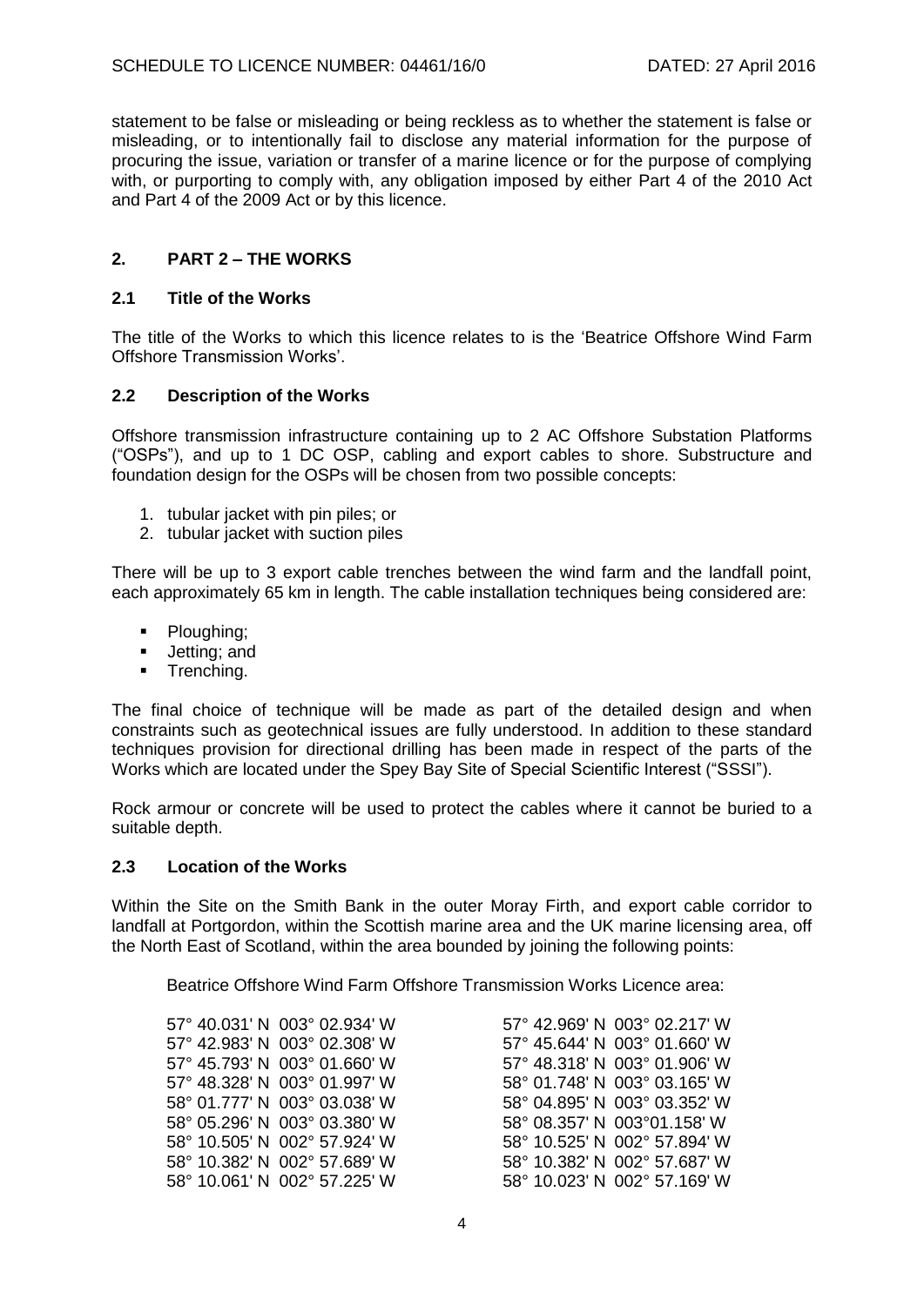statement to be false or misleading or being reckless as to whether the statement is false or misleading, or to intentionally fail to disclose any material information for the purpose of procuring the issue, variation or transfer of a marine licence or for the purpose of complying with, or purporting to comply with, any obligation imposed by either Part 4 of the 2010 Act and Part 4 of the 2009 Act or by this licence.

## 2. PART 2 – THE WORKS

### 2.1 Title of the Works

The title of the Works to which this licence relates to is the 'Beatrice Offshore Wind Farm Offshore Transmission Works'.

### 2.2 Description of the Works

Offshore transmission infrastructure containing up to 2 AC Offshore Substation Platforms ("OSPs"), and up to 1 DC OSP, cabling and export cables to shore. Substructure and foundation design for the OSPs will be chosen from two possible concepts:

1. tubular jacket with pin piles; or
2. tubular jacket with suction piles

There will be up to 3 export cable trenches between the wind farm and the landfall point, each approximately 65 km in length. The cable installation techniques being considered are:

- Ploughing;
- Jetting; and
- Trenching.

The final choice of technique will be made as part of the detailed design and when constraints such as geotechnical issues are fully understood. In addition to these standard techniques provision for directional drilling has been made in respect of the parts of the Works which are located under the Spey Bay Site of Special Scientific Interest ("SSSI").

Rock armour or concrete will be used to protect the cables where it cannot be buried to a suitable depth.

### 2.3 Location of the Works

Within the Site on the Smith Bank in the outer Moray Firth, and export cable corridor to landfall at Portgordon, within the Scottish marine area and the UK marine licensing area, off the North East of Scotland, within the area bounded by joining the following points:

Beatrice Offshore Wind Farm Offshore Transmission Works Licence area:

57° 40.031' N 003° 02.934' W
57° 42.969' N 003° 02.217' W
57° 42.983' N 003° 02.308' W
57° 45.644' N 003° 01.660' W
57° 45.793' N 003° 01.660' W
57° 48.318' N 003° 01.906' W
57° 48.328' N 003° 01.997' W
58° 01.748' N 003° 03.165' W
58° 01.777' N 003° 03.038' W
58° 04.895' N 003° 03.352' W
58° 05.296' N 003° 03.380' W
58° 08.357' N 003°01.158' W
58° 10.505' N 002° 57.924' W
58° 10.525' N 002° 57.894' W
58° 10.382' N 002° 57.689' W
58° 10.382' N 002° 57.687' W
58° 10.061' N 002° 57.225' W
58° 10.023' N 002° 57.169' W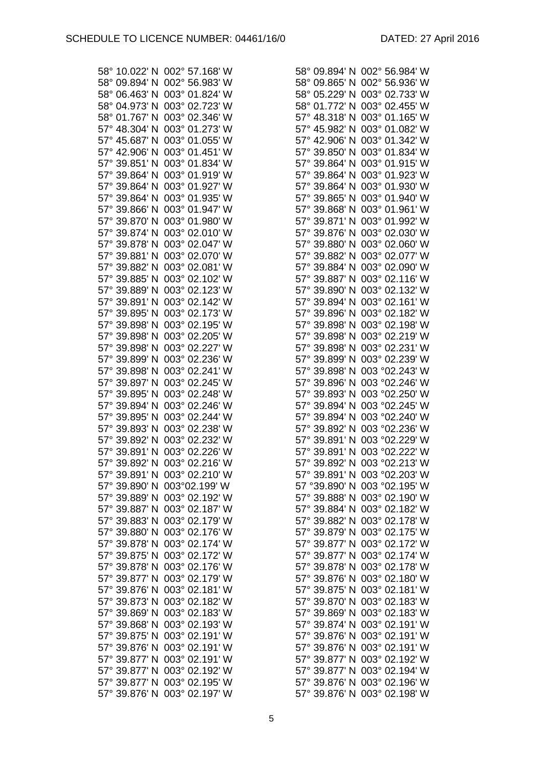| | |
|---|---|
| 58° 10.022' N 002° 57.168' W | 58° 09.894' N 002° 56.984' W |
| 58° 09.894' N 002° 56.983' W | 58° 09.865' N 002° 56.936' W |
| 58° 06.463' N 003° 01.824' W | 58° 05.229' N 003° 02.733' W |
| 58° 04.973' N 003° 02.723' W | 58° 01.772' N 003° 02.455' W |
| 58° 01.767' N 003° 02.346' W | 57° 48.318' N 003° 01.165' W |
| 57° 48.304' N 003° 01.273' W | 57° 45.982' N 003° 01.082' W |
| 57° 45.687' N 003° 01.055' W | 57° 42.906' N 003° 01.342' W |
| 57° 42.906' N 003° 01.451' W | 57° 39.850' N 003° 01.834' W |
| 57° 39.851' N 003° 01.834' W | 57° 39.864' N 003° 01.915' W |
| 57° 39.864' N 003° 01.919' W | 57° 39.864' N 003° 01.923' W |
| 57° 39.864' N 003° 01.927' W | 57° 39.864' N 003° 01.930' W |
| 57° 39.864' N 003° 01.935' W | 57° 39.865' N 003° 01.940' W |
| 57° 39.866' N 003° 01.947' W | 57° 39.868' N 003° 01.961' W |
| 57° 39.870' N 003° 01.980' W | 57° 39.871' N 003° 01.992' W |
| 57° 39.874' N 003° 02.010' W | 57° 39.876' N 003° 02.030' W |
| 57° 39.878' N 003° 02.047' W | 57° 39.880' N 003° 02.060' W |
| 57° 39.881' N 003° 02.070' W | 57° 39.882' N 003° 02.077' W |
| 57° 39.882' N 003° 02.081' W | 57° 39.884' N 003° 02.090' W |
| 57° 39.885' N 003° 02.102' W | 57° 39.887' N 003° 02.116' W |
| 57° 39.889' N 003° 02.123' W | 57° 39.890' N 003° 02.132' W |
| 57° 39.891' N 003° 02.142' W | 57° 39.894' N 003° 02.161' W |
| 57° 39.895' N 003° 02.173' W | 57° 39.896' N 003° 02.182' W |
| 57° 39.898' N 003° 02.195' W | 57° 39.898' N 003° 02.198' W |
| 57° 39.898' N 003° 02.205' W | 57° 39.898' N 003° 02.219' W |
| 57° 39.898' N 003° 02.227' W | 57° 39.898' N 003° 02.231' W |
| 57° 39.899' N 003° 02.236' W | 57° 39.899' N 003° 02.239' W |
| 57° 39.898' N 003° 02.241' W | 57° 39.898' N 003 °02.243' W |
| 57° 39.897' N 003° 02.245' W | 57° 39.896' N 003 °02.246' W |
| 57° 39.895' N 003° 02.248' W | 57° 39.893' N 003 °02.250' W |
| 57° 39.894' N 003° 02.246' W | 57° 39.894' N 003 °02.245' W |
| 57° 39.895' N 003° 02.244' W | 57° 39.894' N 003 °02.240' W |
| 57° 39.893' N 003° 02.238' W | 57° 39.892' N 003 °02.236' W |
| 57° 39.892' N 003° 02.232' W | 57° 39.891' N 003 °02.229' W |
| 57° 39.891' N 003° 02.226' W | 57° 39.891' N 003 °02.222' W |
| 57° 39.892' N 003° 02.216' W | 57° 39.892' N 003 °02.213' W |
| 57° 39.891' N 003° 02.210' W | 57° 39.891' N 003 °02.203' W |
| 57° 39.890' N 003°02.199' W | 57 °39.890' N 003 °02.195' W |
| 57° 39.889' N 003° 02.192' W | 57° 39.888' N 003° 02.190' W |
| 57° 39.887' N 003° 02.187' W | 57° 39.884' N 003° 02.182' W |
| 57° 39.883' N 003° 02.179' W | 57° 39.882' N 003° 02.178' W |
| 57° 39.880' N 003° 02.176' W | 57° 39.879' N 003° 02.175' W |
| 57° 39.878' N 003° 02.174' W | 57° 39.877' N 003° 02.172' W |
| 57° 39.875' N 003° 02.172' W | 57° 39.877' N 003° 02.174' W |
| 57° 39.878' N 003° 02.176' W | 57° 39.878' N 003° 02.178' W |
| 57° 39.877' N 003° 02.179' W | 57° 39.876' N 003° 02.180' W |
| 57° 39.876' N 003° 02.181' W | 57° 39.875' N 003° 02.181' W |
| 57° 39.873' N 003° 02.182' W | 57° 39.870' N 003° 02.183' W |
| 57° 39.869' N 003° 02.183' W | 57° 39.869' N 003° 02.183' W |
| 57° 39.868' N 003° 02.193' W | 57° 39.874' N 003° 02.191' W |
| 57° 39.875' N 003° 02.191' W | 57° 39.876' N 003° 02.191' W |
| 57° 39.876' N 003° 02.191' W | 57° 39.876' N 003° 02.191' W |
| 57° 39.877' N 003° 02.191' W | 57° 39.877' N 003° 02.192' W |
| 57° 39.877' N 003° 02.192' W | 57° 39.877' N 003° 02.194' W |
| 57° 39.877' N 003° 02.195' W | 57° 39.876' N 003° 02.196' W |
| 57° 39.876' N 003° 02.197' W | 57° 39.876' N 003° 02.198' W |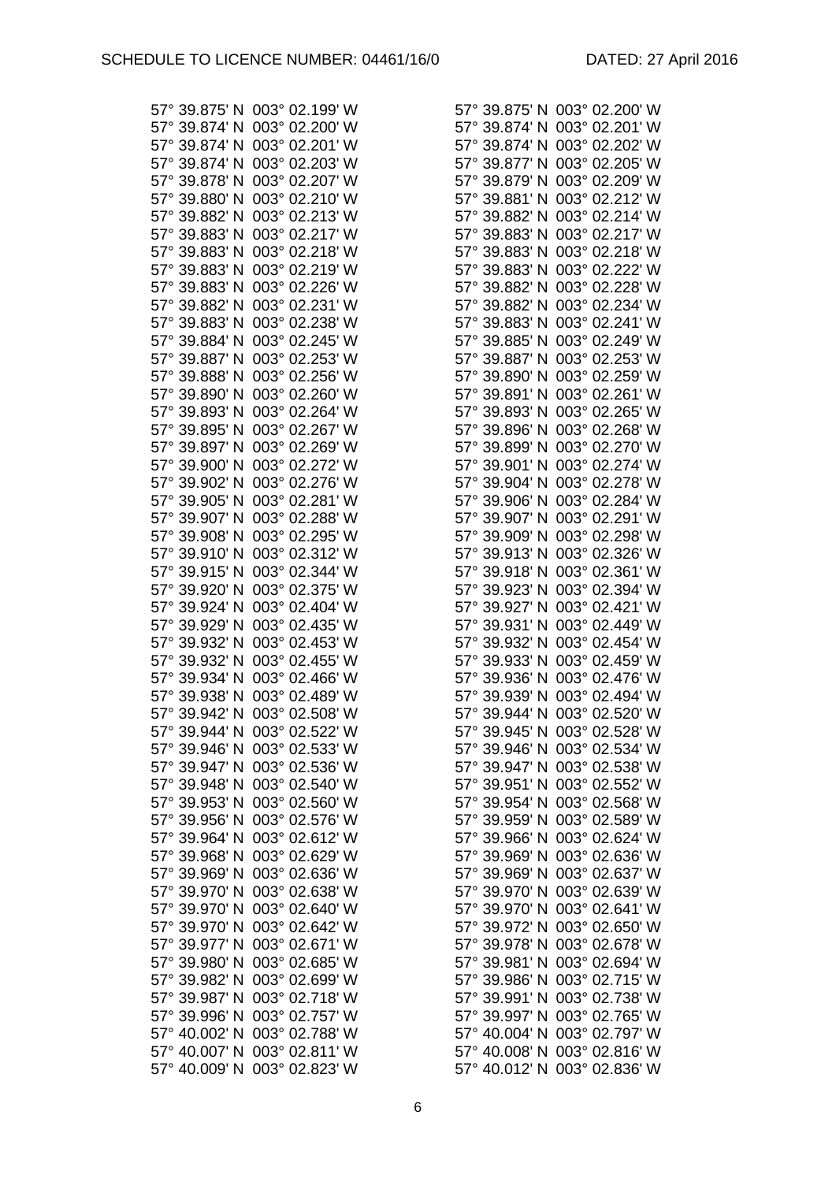57° 39.875' N 003° 02.199' W
57° 39.874' N 003° 02.200' W
57° 39.874' N 003° 02.201' W
57° 39.874' N 003° 02.203' W
57° 39.878' N 003° 02.207' W
57° 39.880' N 003° 02.210' W
57° 39.882' N 003° 02.213' W
57° 39.883' N 003° 02.217' W
57° 39.883' N 003° 02.218' W
57° 39.883' N 003° 02.219' W
57° 39.883' N 003° 02.226' W
57° 39.882' N 003° 02.231' W
57° 39.883' N 003° 02.238' W
57° 39.884' N 003° 02.245' W
57° 39.887' N 003° 02.253' W
57° 39.888' N 003° 02.256' W
57° 39.890' N 003° 02.260' W
57° 39.893' N 003° 02.264' W
57° 39.895' N 003° 02.267' W
57° 39.897' N 003° 02.269' W
57° 39.900' N 003° 02.272' W
57° 39.902' N 003° 02.276' W
57° 39.905' N 003° 02.281' W
57° 39.907' N 003° 02.288' W
57° 39.908' N 003° 02.295' W
57° 39.910' N 003° 02.312' W
57° 39.915' N 003° 02.344' W
57° 39.920' N 003° 02.375' W
57° 39.924' N 003° 02.404' W
57° 39.929' N 003° 02.435' W
57° 39.932' N 003° 02.453' W
57° 39.932' N 003° 02.455' W
57° 39.934' N 003° 02.466' W
57° 39.938' N 003° 02.489' W
57° 39.942' N 003° 02.508' W
57° 39.944' N 003° 02.522' W
57° 39.946' N 003° 02.533' W
57° 39.947' N 003° 02.536' W
57° 39.948' N 003° 02.540' W
57° 39.953' N 003° 02.560' W
57° 39.956' N 003° 02.576' W
57° 39.964' N 003° 02.612' W
57° 39.968' N 003° 02.629' W
57° 39.969' N 003° 02.636' W
57° 39.970' N 003° 02.638' W
57° 39.970' N 003° 02.640' W
57° 39.970' N 003° 02.642' W
57° 39.977' N 003° 02.671' W
57° 39.980' N 003° 02.685' W
57° 39.982' N 003° 02.699' W
57° 39.987' N 003° 02.718' W
57° 39.996' N 003° 02.757' W
57° 40.002' N 003° 02.788' W
57° 40.007' N 003° 02.811' W
57° 40.009' N 003° 02.823' W

57° 39.875' N 003° 02.200' W
57° 39.874' N 003° 02.201' W
57° 39.874' N 003° 02.202' W
57° 39.877' N 003° 02.205' W
57° 39.879' N 003° 02.209' W
57° 39.881' N 003° 02.212' W
57° 39.882' N 003° 02.214' W
57° 39.883' N 003° 02.217' W
57° 39.883' N 003° 02.218' W
57° 39.883' N 003° 02.222' W
57° 39.882' N 003° 02.228' W
57° 39.882' N 003° 02.234' W
57° 39.883' N 003° 02.241' W
57° 39.885' N 003° 02.249' W
57° 39.887' N 003° 02.253' W
57° 39.890' N 003° 02.259' W
57° 39.891' N 003° 02.261' W
57° 39.893' N 003° 02.265' W
57° 39.896' N 003° 02.268' W
57° 39.899' N 003° 02.270' W
57° 39.901' N 003° 02.274' W
57° 39.904' N 003° 02.278' W
57° 39.906' N 003° 02.284' W
57° 39.907' N 003° 02.291' W
57° 39.909' N 003° 02.298' W
57° 39.913' N 003° 02.326' W
57° 39.918' N 003° 02.361' W
57° 39.923' N 003° 02.394' W
57° 39.927' N 003° 02.421' W
57° 39.931' N 003° 02.449' W
57° 39.932' N 003° 02.454' W
57° 39.933' N 003° 02.459' W
57° 39.936' N 003° 02.476' W
57° 39.939' N 003° 02.494' W
57° 39.944' N 003° 02.520' W
57° 39.945' N 003° 02.528' W
57° 39.946' N 003° 02.534' W
57° 39.947' N 003° 02.538' W
57° 39.951' N 003° 02.552' W
57° 39.954' N 003° 02.568' W
57° 39.959' N 003° 02.589' W
57° 39.966' N 003° 02.624' W
57° 39.969' N 003° 02.636' W
57° 39.969' N 003° 02.637' W
57° 39.970' N 003° 02.639' W
57° 39.970' N 003° 02.641' W
57° 39.972' N 003° 02.650' W
57° 39.978' N 003° 02.678' W
57° 39.981' N 003° 02.694' W
57° 39.986' N 003° 02.715' W
57° 39.991' N 003° 02.738' W
57° 39.997' N 003° 02.765' W
57° 40.004' N 003° 02.797' W
57° 40.008' N 003° 02.816' W
57° 40.012' N 003° 02.836' W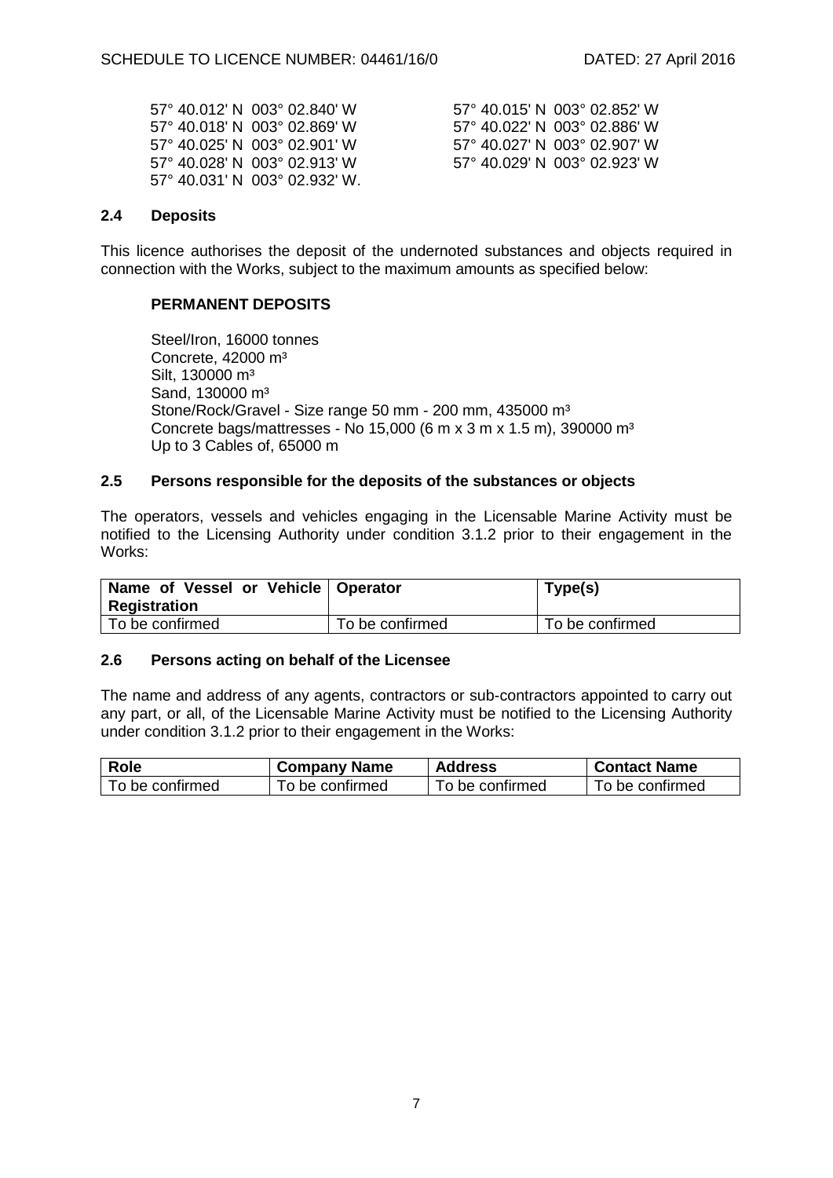57° 40.012' N 003° 02.840' W
57° 40.015' N 003° 02.852' W
57° 40.018' N 003° 02.869' W
57° 40.022' N 003° 02.886' W
57° 40.025' N 003° 02.901' W
57° 40.027' N 003° 02.907' W
57° 40.028' N 003° 02.913' W
57° 40.029' N 003° 02.923' W
57° 40.031' N 003° 02.932' W.

## 2.4 Deposits

This licence authorises the deposit of the undernoted substances and objects required in connection with the Works, subject to the maximum amounts as specified below:

**PERMANENT DEPOSITS**

Steel/Iron, 16000 tonnes
Concrete, 42000 m³
Silt, 130000 m³
Sand, 130000 m³
Stone/Rock/Gravel - Size range 50 mm - 200 mm, 435000 m³
Concrete bags/mattresses - No 15,000 (6 m x 3 m x 1.5 m), 390000 m³
Up to 3 Cables of, 65000 m

## 2.5 Persons responsible for the deposits of the substances or objects

The operators, vessels and vehicles engaging in the Licensable Marine Activity must be notified to the Licensing Authority under condition 3.1.2 prior to their engagement in the Works:

| Name of Vessel or Vehicle Registration | Operator | Type(s) |
|---|---|---|
| To be confirmed | To be confirmed | To be confirmed |

## 2.6 Persons acting on behalf of the Licensee

The name and address of any agents, contractors or sub-contractors appointed to carry out any part, or all, of the Licensable Marine Activity must be notified to the Licensing Authority under condition 3.1.2 prior to their engagement in the Works:

| Role | Company Name | Address | Contact Name |
|---|---|---|---|
| To be confirmed | To be confirmed | To be confirmed | To be confirmed |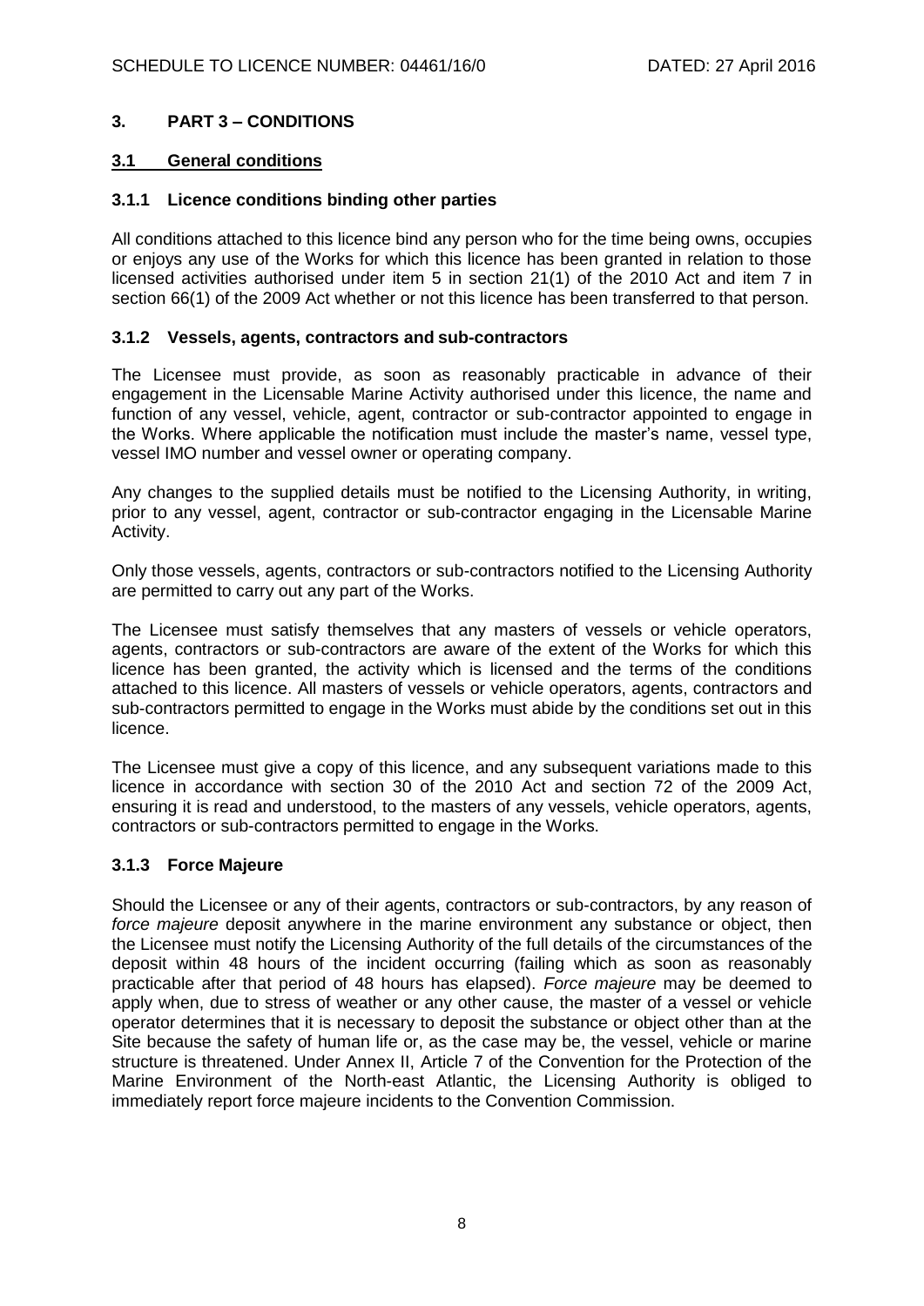## 3. PART 3 – CONDITIONS

### 3.1 General conditions

#### 3.1.1 Licence conditions binding other parties

All conditions attached to this licence bind any person who for the time being owns, occupies or enjoys any use of the Works for which this licence has been granted in relation to those licensed activities authorised under item 5 in section 21(1) of the 2010 Act and item 7 in section 66(1) of the 2009 Act whether or not this licence has been transferred to that person.

#### 3.1.2 Vessels, agents, contractors and sub-contractors

The Licensee must provide, as soon as reasonably practicable in advance of their engagement in the Licensable Marine Activity authorised under this licence, the name and function of any vessel, vehicle, agent, contractor or sub-contractor appointed to engage in the Works. Where applicable the notification must include the master's name, vessel type, vessel IMO number and vessel owner or operating company.

Any changes to the supplied details must be notified to the Licensing Authority, in writing, prior to any vessel, agent, contractor or sub-contractor engaging in the Licensable Marine Activity.

Only those vessels, agents, contractors or sub-contractors notified to the Licensing Authority are permitted to carry out any part of the Works.

The Licensee must satisfy themselves that any masters of vessels or vehicle operators, agents, contractors or sub-contractors are aware of the extent of the Works for which this licence has been granted, the activity which is licensed and the terms of the conditions attached to this licence. All masters of vessels or vehicle operators, agents, contractors and sub-contractors permitted to engage in the Works must abide by the conditions set out in this licence.

The Licensee must give a copy of this licence, and any subsequent variations made to this licence in accordance with section 30 of the 2010 Act and section 72 of the 2009 Act, ensuring it is read and understood, to the masters of any vessels, vehicle operators, agents, contractors or sub-contractors permitted to engage in the Works.

#### 3.1.3 Force Majeure

Should the Licensee or any of their agents, contractors or sub-contractors, by any reason of *force majeure* deposit anywhere in the marine environment any substance or object, then the Licensee must notify the Licensing Authority of the full details of the circumstances of the deposit within 48 hours of the incident occurring (failing which as soon as reasonably practicable after that period of 48 hours has elapsed). *Force majeure* may be deemed to apply when, due to stress of weather or any other cause, the master of a vessel or vehicle operator determines that it is necessary to deposit the substance or object other than at the Site because the safety of human life or, as the case may be, the vessel, vehicle or marine structure is threatened. Under Annex II, Article 7 of the Convention for the Protection of the Marine Environment of the North-east Atlantic, the Licensing Authority is obliged to immediately report force majeure incidents to the Convention Commission.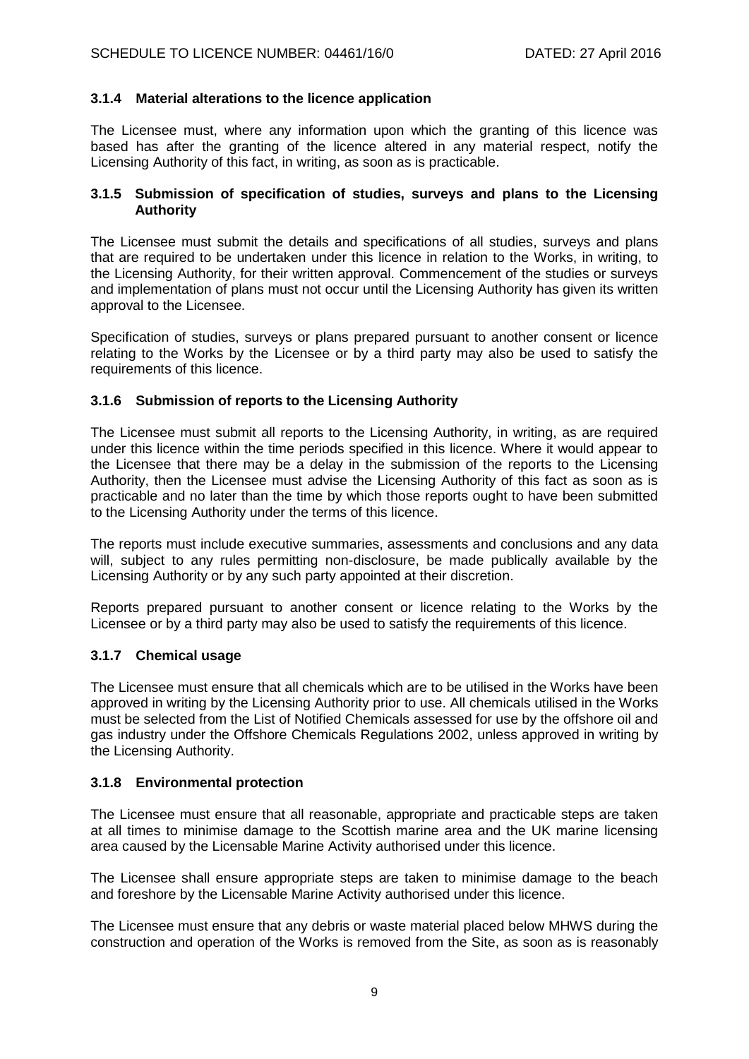### 3.1.4 Material alterations to the licence application

The Licensee must, where any information upon which the granting of this licence was based has after the granting of the licence altered in any material respect, notify the Licensing Authority of this fact, in writing, as soon as is practicable.

### 3.1.5 Submission of specification of studies, surveys and plans to the Licensing Authority

The Licensee must submit the details and specifications of all studies, surveys and plans that are required to be undertaken under this licence in relation to the Works, in writing, to the Licensing Authority, for their written approval. Commencement of the studies or surveys and implementation of plans must not occur until the Licensing Authority has given its written approval to the Licensee.

Specification of studies, surveys or plans prepared pursuant to another consent or licence relating to the Works by the Licensee or by a third party may also be used to satisfy the requirements of this licence.

### 3.1.6 Submission of reports to the Licensing Authority

The Licensee must submit all reports to the Licensing Authority, in writing, as are required under this licence within the time periods specified in this licence. Where it would appear to the Licensee that there may be a delay in the submission of the reports to the Licensing Authority, then the Licensee must advise the Licensing Authority of this fact as soon as is practicable and no later than the time by which those reports ought to have been submitted to the Licensing Authority under the terms of this licence.

The reports must include executive summaries, assessments and conclusions and any data will, subject to any rules permitting non-disclosure, be made publically available by the Licensing Authority or by any such party appointed at their discretion.

Reports prepared pursuant to another consent or licence relating to the Works by the Licensee or by a third party may also be used to satisfy the requirements of this licence.

### 3.1.7 Chemical usage

The Licensee must ensure that all chemicals which are to be utilised in the Works have been approved in writing by the Licensing Authority prior to use. All chemicals utilised in the Works must be selected from the List of Notified Chemicals assessed for use by the offshore oil and gas industry under the Offshore Chemicals Regulations 2002, unless approved in writing by the Licensing Authority.

### 3.1.8 Environmental protection

The Licensee must ensure that all reasonable, appropriate and practicable steps are taken at all times to minimise damage to the Scottish marine area and the UK marine licensing area caused by the Licensable Marine Activity authorised under this licence.

The Licensee shall ensure appropriate steps are taken to minimise damage to the beach and foreshore by the Licensable Marine Activity authorised under this licence.

The Licensee must ensure that any debris or waste material placed below MHWS during the construction and operation of the Works is removed from the Site, as soon as is reasonably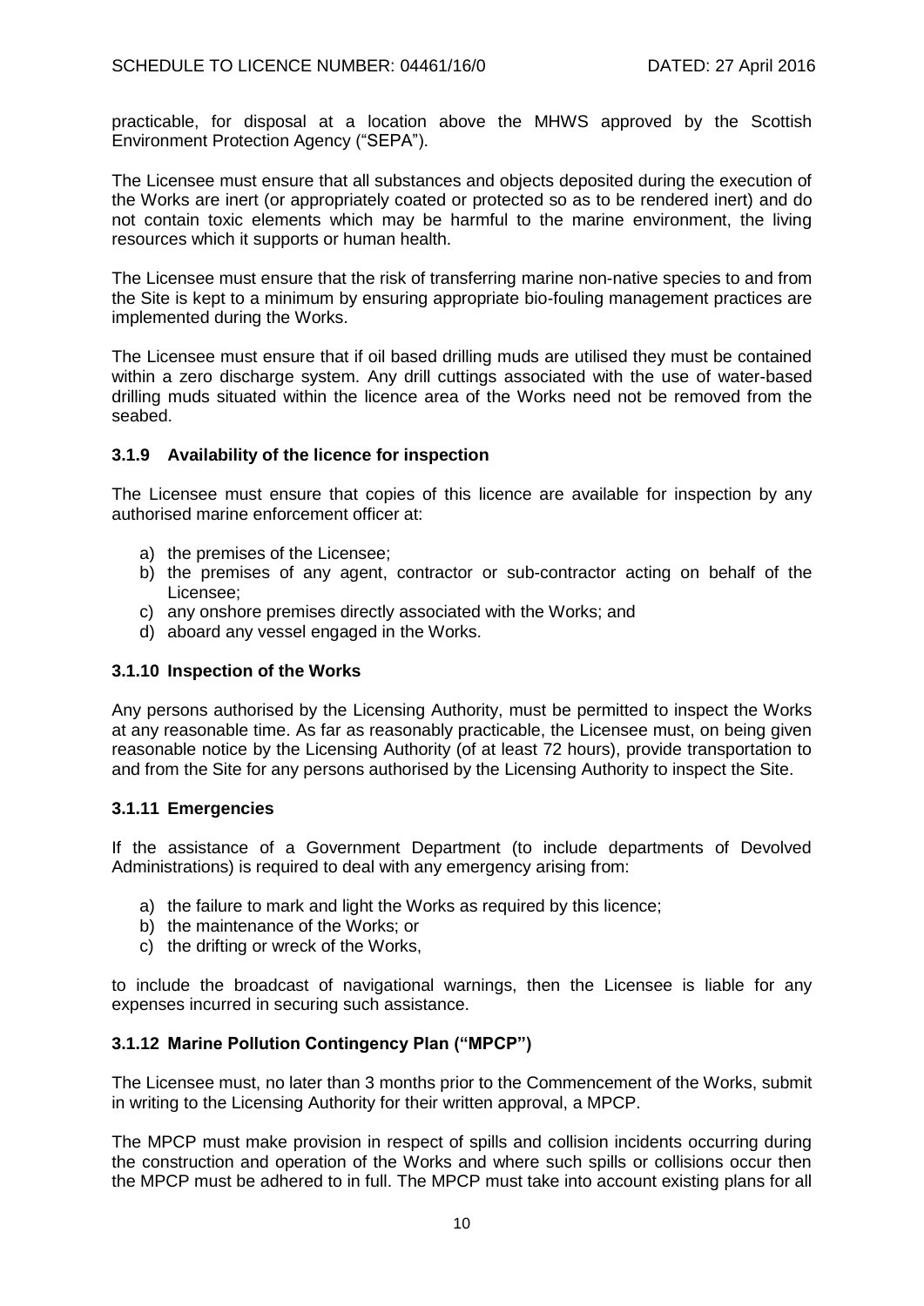practicable, for disposal at a location above the MHWS approved by the Scottish Environment Protection Agency ("SEPA").

The Licensee must ensure that all substances and objects deposited during the execution of the Works are inert (or appropriately coated or protected so as to be rendered inert) and do not contain toxic elements which may be harmful to the marine environment, the living resources which it supports or human health.

The Licensee must ensure that the risk of transferring marine non-native species to and from the Site is kept to a minimum by ensuring appropriate bio-fouling management practices are implemented during the Works.

The Licensee must ensure that if oil based drilling muds are utilised they must be contained within a zero discharge system. Any drill cuttings associated with the use of water-based drilling muds situated within the licence area of the Works need not be removed from the seabed.

### 3.1.9 Availability of the licence for inspection

The Licensee must ensure that copies of this licence are available for inspection by any authorised marine enforcement officer at:

a) the premises of the Licensee;
b) the premises of any agent, contractor or sub-contractor acting on behalf of the Licensee;
c) any onshore premises directly associated with the Works; and
d) aboard any vessel engaged in the Works.

### 3.1.10 Inspection of the Works

Any persons authorised by the Licensing Authority, must be permitted to inspect the Works at any reasonable time. As far as reasonably practicable, the Licensee must, on being given reasonable notice by the Licensing Authority (of at least 72 hours), provide transportation to and from the Site for any persons authorised by the Licensing Authority to inspect the Site.

### 3.1.11 Emergencies

If the assistance of a Government Department (to include departments of Devolved Administrations) is required to deal with any emergency arising from:

a) the failure to mark and light the Works as required by this licence;
b) the maintenance of the Works; or
c) the drifting or wreck of the Works,

to include the broadcast of navigational warnings, then the Licensee is liable for any expenses incurred in securing such assistance.

### 3.1.12 Marine Pollution Contingency Plan ("MPCP")

The Licensee must, no later than 3 months prior to the Commencement of the Works, submit in writing to the Licensing Authority for their written approval, a MPCP.

The MPCP must make provision in respect of spills and collision incidents occurring during the construction and operation of the Works and where such spills or collisions occur then the MPCP must be adhered to in full. The MPCP must take into account existing plans for all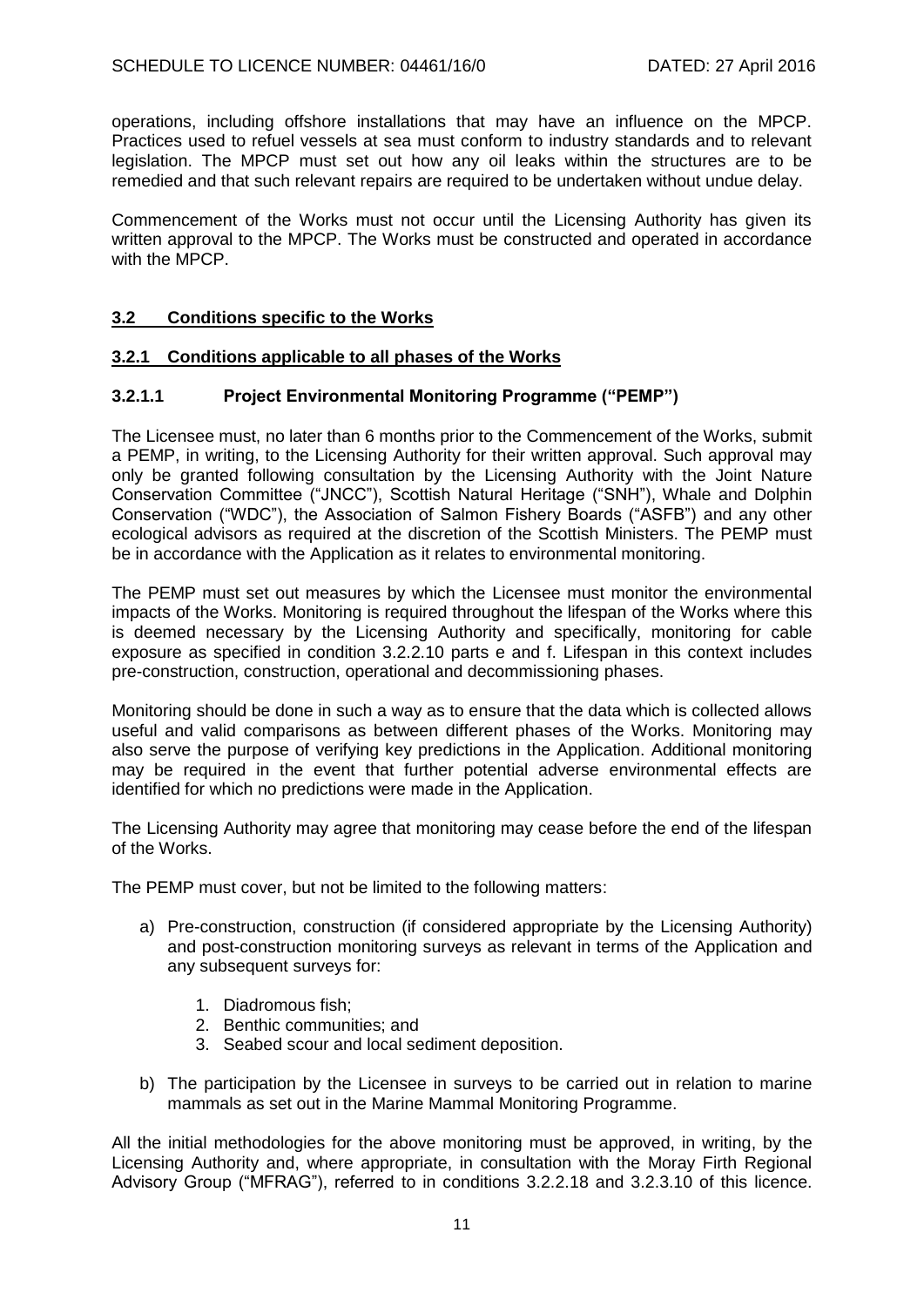operations, including offshore installations that may have an influence on the MPCP. Practices used to refuel vessels at sea must conform to industry standards and to relevant legislation. The MPCP must set out how any oil leaks within the structures are to be remedied and that such relevant repairs are required to be undertaken without undue delay.

Commencement of the Works must not occur until the Licensing Authority has given its written approval to the MPCP. The Works must be constructed and operated in accordance with the MPCP.

## 3.2 Conditions specific to the Works

### 3.2.1 Conditions applicable to all phases of the Works

#### 3.2.1.1 Project Environmental Monitoring Programme ("PEMP")

The Licensee must, no later than 6 months prior to the Commencement of the Works, submit a PEMP, in writing, to the Licensing Authority for their written approval. Such approval may only be granted following consultation by the Licensing Authority with the Joint Nature Conservation Committee ("JNCC"), Scottish Natural Heritage ("SNH"), Whale and Dolphin Conservation ("WDC"), the Association of Salmon Fishery Boards ("ASFB") and any other ecological advisors as required at the discretion of the Scottish Ministers. The PEMP must be in accordance with the Application as it relates to environmental monitoring.

The PEMP must set out measures by which the Licensee must monitor the environmental impacts of the Works. Monitoring is required throughout the lifespan of the Works where this is deemed necessary by the Licensing Authority and specifically, monitoring for cable exposure as specified in condition 3.2.2.10 parts e and f. Lifespan in this context includes pre-construction, construction, operational and decommissioning phases.

Monitoring should be done in such a way as to ensure that the data which is collected allows useful and valid comparisons as between different phases of the Works. Monitoring may also serve the purpose of verifying key predictions in the Application. Additional monitoring may be required in the event that further potential adverse environmental effects are identified for which no predictions were made in the Application.

The Licensing Authority may agree that monitoring may cease before the end of the lifespan of the Works.

The PEMP must cover, but not be limited to the following matters:

a) Pre-construction, construction (if considered appropriate by the Licensing Authority) and post-construction monitoring surveys as relevant in terms of the Application and any subsequent surveys for:

   1. Diadromous fish;
   2. Benthic communities; and
   3. Seabed scour and local sediment deposition.

b) The participation by the Licensee in surveys to be carried out in relation to marine mammals as set out in the Marine Mammal Monitoring Programme.

All the initial methodologies for the above monitoring must be approved, in writing, by the Licensing Authority and, where appropriate, in consultation with the Moray Firth Regional Advisory Group ("MFRAG"), referred to in conditions 3.2.2.18 and 3.2.3.10 of this licence.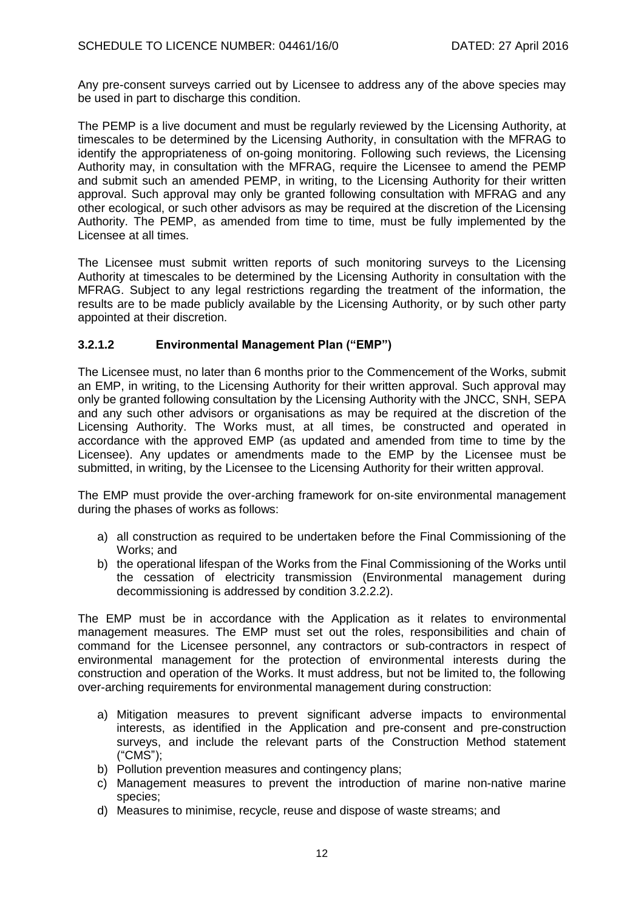Any pre-consent surveys carried out by Licensee to address any of the above species may be used in part to discharge this condition.

The PEMP is a live document and must be regularly reviewed by the Licensing Authority, at timescales to be determined by the Licensing Authority, in consultation with the MFRAG to identify the appropriateness of on-going monitoring. Following such reviews, the Licensing Authority may, in consultation with the MFRAG, require the Licensee to amend the PEMP and submit such an amended PEMP, in writing, to the Licensing Authority for their written approval. Such approval may only be granted following consultation with MFRAG and any other ecological, or such other advisors as may be required at the discretion of the Licensing Authority. The PEMP, as amended from time to time, must be fully implemented by the Licensee at all times.

The Licensee must submit written reports of such monitoring surveys to the Licensing Authority at timescales to be determined by the Licensing Authority in consultation with the MFRAG. Subject to any legal restrictions regarding the treatment of the information, the results are to be made publicly available by the Licensing Authority, or by such other party appointed at their discretion.

### 3.2.1.2 Environmental Management Plan ("EMP")

The Licensee must, no later than 6 months prior to the Commencement of the Works, submit an EMP, in writing, to the Licensing Authority for their written approval. Such approval may only be granted following consultation by the Licensing Authority with the JNCC, SNH, SEPA and any such other advisors or organisations as may be required at the discretion of the Licensing Authority. The Works must, at all times, be constructed and operated in accordance with the approved EMP (as updated and amended from time to time by the Licensee). Any updates or amendments made to the EMP by the Licensee must be submitted, in writing, by the Licensee to the Licensing Authority for their written approval.

The EMP must provide the over-arching framework for on-site environmental management during the phases of works as follows:

a) all construction as required to be undertaken before the Final Commissioning of the Works; and
b) the operational lifespan of the Works from the Final Commissioning of the Works until the cessation of electricity transmission (Environmental management during decommissioning is addressed by condition 3.2.2.2).

The EMP must be in accordance with the Application as it relates to environmental management measures. The EMP must set out the roles, responsibilities and chain of command for the Licensee personnel, any contractors or sub-contractors in respect of environmental management for the protection of environmental interests during the construction and operation of the Works. It must address, but not be limited to, the following over-arching requirements for environmental management during construction:

a) Mitigation measures to prevent significant adverse impacts to environmental interests, as identified in the Application and pre-consent and pre-construction surveys, and include the relevant parts of the Construction Method statement ("CMS");
b) Pollution prevention measures and contingency plans;
c) Management measures to prevent the introduction of marine non-native marine species;
d) Measures to minimise, recycle, reuse and dispose of waste streams; and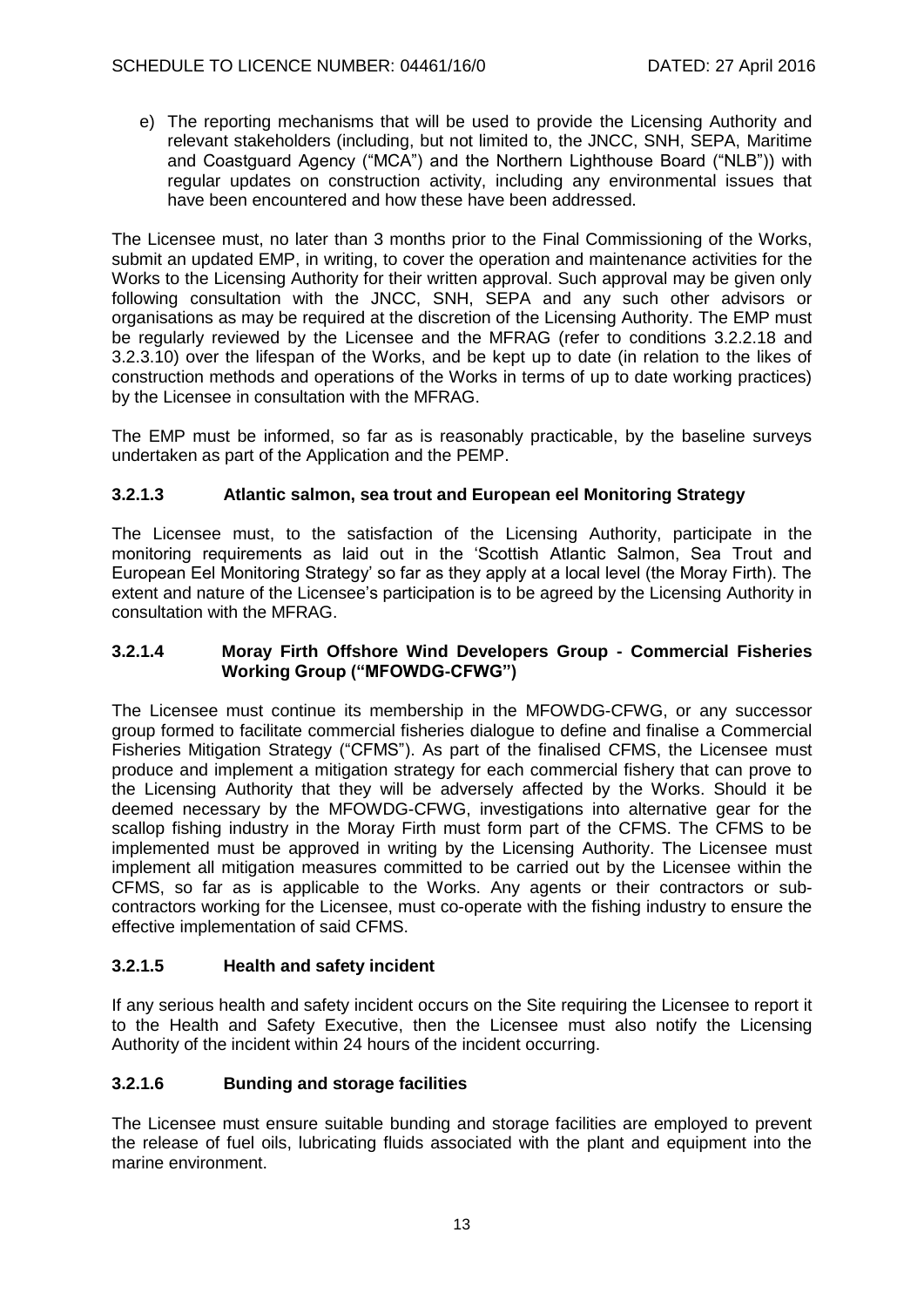e) The reporting mechanisms that will be used to provide the Licensing Authority and relevant stakeholders (including, but not limited to, the JNCC, SNH, SEPA, Maritime and Coastguard Agency ("MCA") and the Northern Lighthouse Board ("NLB")) with regular updates on construction activity, including any environmental issues that have been encountered and how these have been addressed.

The Licensee must, no later than 3 months prior to the Final Commissioning of the Works, submit an updated EMP, in writing, to cover the operation and maintenance activities for the Works to the Licensing Authority for their written approval. Such approval may be given only following consultation with the JNCC, SNH, SEPA and any such other advisors or organisations as may be required at the discretion of the Licensing Authority. The EMP must be regularly reviewed by the Licensee and the MFRAG (refer to conditions 3.2.2.18 and 3.2.3.10) over the lifespan of the Works, and be kept up to date (in relation to the likes of construction methods and operations of the Works in terms of up to date working practices) by the Licensee in consultation with the MFRAG.

The EMP must be informed, so far as is reasonably practicable, by the baseline surveys undertaken as part of the Application and the PEMP.

### 3.2.1.3 Atlantic salmon, sea trout and European eel Monitoring Strategy

The Licensee must, to the satisfaction of the Licensing Authority, participate in the monitoring requirements as laid out in the 'Scottish Atlantic Salmon, Sea Trout and European Eel Monitoring Strategy' so far as they apply at a local level (the Moray Firth). The extent and nature of the Licensee's participation is to be agreed by the Licensing Authority in consultation with the MFRAG.

### 3.2.1.4 Moray Firth Offshore Wind Developers Group - Commercial Fisheries Working Group ("MFOWDG-CFWG")

The Licensee must continue its membership in the MFOWDG-CFWG, or any successor group formed to facilitate commercial fisheries dialogue to define and finalise a Commercial Fisheries Mitigation Strategy ("CFMS"). As part of the finalised CFMS, the Licensee must produce and implement a mitigation strategy for each commercial fishery that can prove to the Licensing Authority that they will be adversely affected by the Works. Should it be deemed necessary by the MFOWDG-CFWG, investigations into alternative gear for the scallop fishing industry in the Moray Firth must form part of the CFMS. The CFMS to be implemented must be approved in writing by the Licensing Authority. The Licensee must implement all mitigation measures committed to be carried out by the Licensee within the CFMS, so far as is applicable to the Works. Any agents or their contractors or sub-contractors working for the Licensee, must co-operate with the fishing industry to ensure the effective implementation of said CFMS.

### 3.2.1.5 Health and safety incident

If any serious health and safety incident occurs on the Site requiring the Licensee to report it to the Health and Safety Executive, then the Licensee must also notify the Licensing Authority of the incident within 24 hours of the incident occurring.

### 3.2.1.6 Bunding and storage facilities

The Licensee must ensure suitable bunding and storage facilities are employed to prevent the release of fuel oils, lubricating fluids associated with the plant and equipment into the marine environment.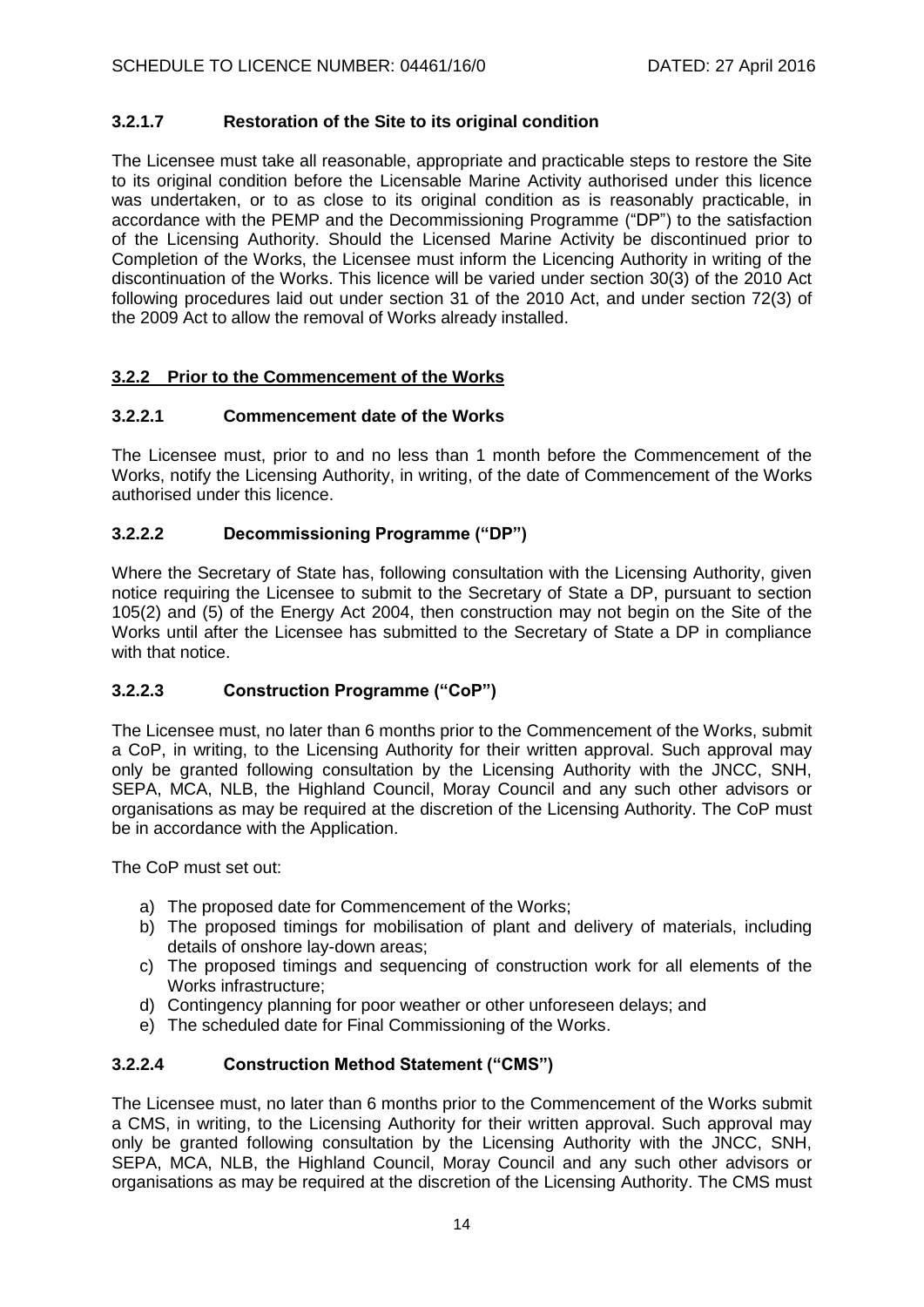### 3.2.1.7 Restoration of the Site to its original condition

The Licensee must take all reasonable, appropriate and practicable steps to restore the Site to its original condition before the Licensable Marine Activity authorised under this licence was undertaken, or to as close to its original condition as is reasonably practicable, in accordance with the PEMP and the Decommissioning Programme ("DP") to the satisfaction of the Licensing Authority. Should the Licensed Marine Activity be discontinued prior to Completion of the Works, the Licensee must inform the Licencing Authority in writing of the discontinuation of the Works. This licence will be varied under section 30(3) of the 2010 Act following procedures laid out under section 31 of the 2010 Act, and under section 72(3) of the 2009 Act to allow the removal of Works already installed.

## 3.2.2 Prior to the Commencement of the Works

### 3.2.2.1 Commencement date of the Works

The Licensee must, prior to and no less than 1 month before the Commencement of the Works, notify the Licensing Authority, in writing, of the date of Commencement of the Works authorised under this licence.

### 3.2.2.2 Decommissioning Programme ("DP")

Where the Secretary of State has, following consultation with the Licensing Authority, given notice requiring the Licensee to submit to the Secretary of State a DP, pursuant to section 105(2) and (5) of the Energy Act 2004, then construction may not begin on the Site of the Works until after the Licensee has submitted to the Secretary of State a DP in compliance with that notice.

### 3.2.2.3 Construction Programme ("CoP")

The Licensee must, no later than 6 months prior to the Commencement of the Works, submit a CoP, in writing, to the Licensing Authority for their written approval. Such approval may only be granted following consultation by the Licensing Authority with the JNCC, SNH, SEPA, MCA, NLB, the Highland Council, Moray Council and any such other advisors or organisations as may be required at the discretion of the Licensing Authority. The CoP must be in accordance with the Application.

The CoP must set out:

a) The proposed date for Commencement of the Works;
b) The proposed timings for mobilisation of plant and delivery of materials, including details of onshore lay-down areas;
c) The proposed timings and sequencing of construction work for all elements of the Works infrastructure;
d) Contingency planning for poor weather or other unforeseen delays; and
e) The scheduled date for Final Commissioning of the Works.

### 3.2.2.4 Construction Method Statement ("CMS")

The Licensee must, no later than 6 months prior to the Commencement of the Works submit a CMS, in writing, to the Licensing Authority for their written approval. Such approval may only be granted following consultation by the Licensing Authority with the JNCC, SNH, SEPA, MCA, NLB, the Highland Council, Moray Council and any such other advisors or organisations as may be required at the discretion of the Licensing Authority. The CMS must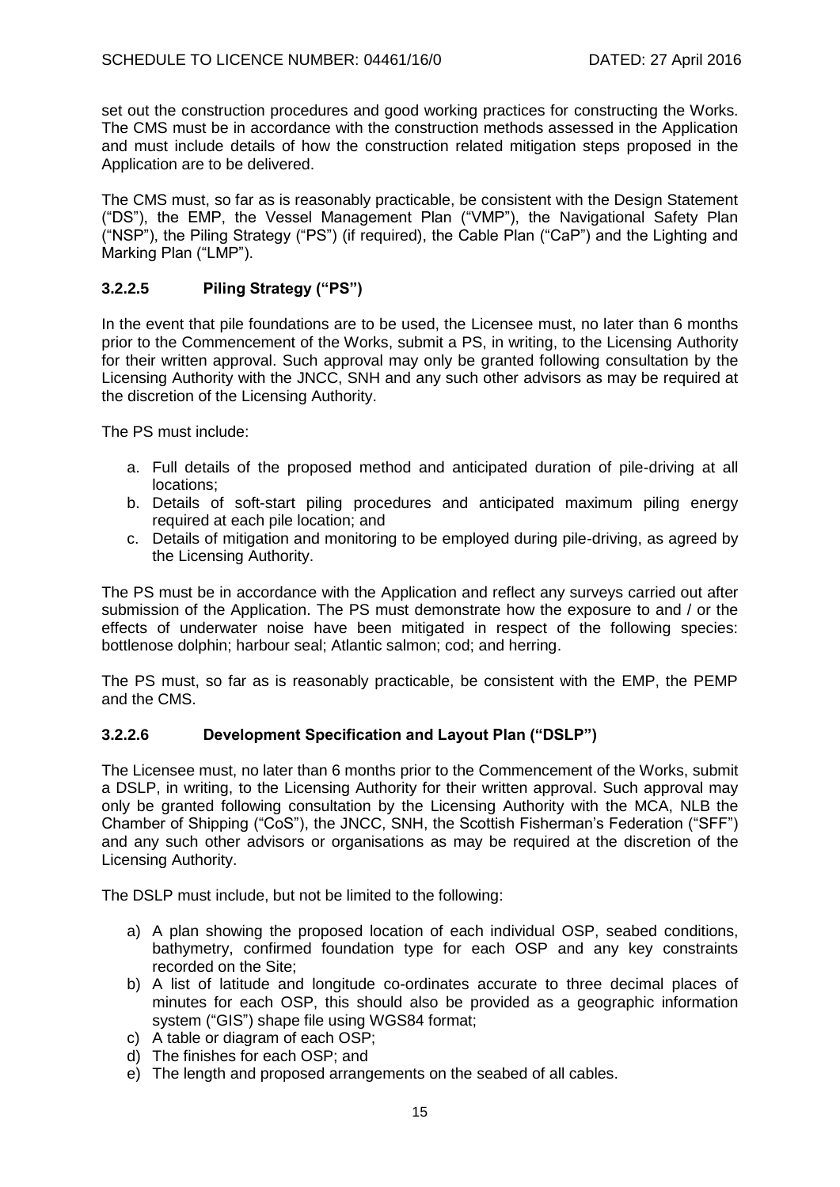set out the construction procedures and good working practices for constructing the Works. The CMS must be in accordance with the construction methods assessed in the Application and must include details of how the construction related mitigation steps proposed in the Application are to be delivered.

The CMS must, so far as is reasonably practicable, be consistent with the Design Statement ("DS"), the EMP, the Vessel Management Plan ("VMP"), the Navigational Safety Plan ("NSP"), the Piling Strategy ("PS") (if required), the Cable Plan ("CaP") and the Lighting and Marking Plan ("LMP").

### 3.2.2.5 Piling Strategy ("PS")

In the event that pile foundations are to be used, the Licensee must, no later than 6 months prior to the Commencement of the Works, submit a PS, in writing, to the Licensing Authority for their written approval. Such approval may only be granted following consultation by the Licensing Authority with the JNCC, SNH and any such other advisors as may be required at the discretion of the Licensing Authority.

The PS must include:

a. Full details of the proposed method and anticipated duration of pile-driving at all locations;
b. Details of soft-start piling procedures and anticipated maximum piling energy required at each pile location; and
c. Details of mitigation and monitoring to be employed during pile-driving, as agreed by the Licensing Authority.

The PS must be in accordance with the Application and reflect any surveys carried out after submission of the Application. The PS must demonstrate how the exposure to and / or the effects of underwater noise have been mitigated in respect of the following species: bottlenose dolphin; harbour seal; Atlantic salmon; cod; and herring.

The PS must, so far as is reasonably practicable, be consistent with the EMP, the PEMP and the CMS.

### 3.2.2.6 Development Specification and Layout Plan ("DSLP")

The Licensee must, no later than 6 months prior to the Commencement of the Works, submit a DSLP, in writing, to the Licensing Authority for their written approval. Such approval may only be granted following consultation by the Licensing Authority with the MCA, NLB the Chamber of Shipping ("CoS"), the JNCC, SNH, the Scottish Fisherman's Federation ("SFF") and any such other advisors or organisations as may be required at the discretion of the Licensing Authority.

The DSLP must include, but not be limited to the following:

a) A plan showing the proposed location of each individual OSP, seabed conditions, bathymetry, confirmed foundation type for each OSP and any key constraints recorded on the Site;
b) A list of latitude and longitude co-ordinates accurate to three decimal places of minutes for each OSP, this should also be provided as a geographic information system ("GIS") shape file using WGS84 format;
c) A table or diagram of each OSP;
d) The finishes for each OSP; and
e) The length and proposed arrangements on the seabed of all cables.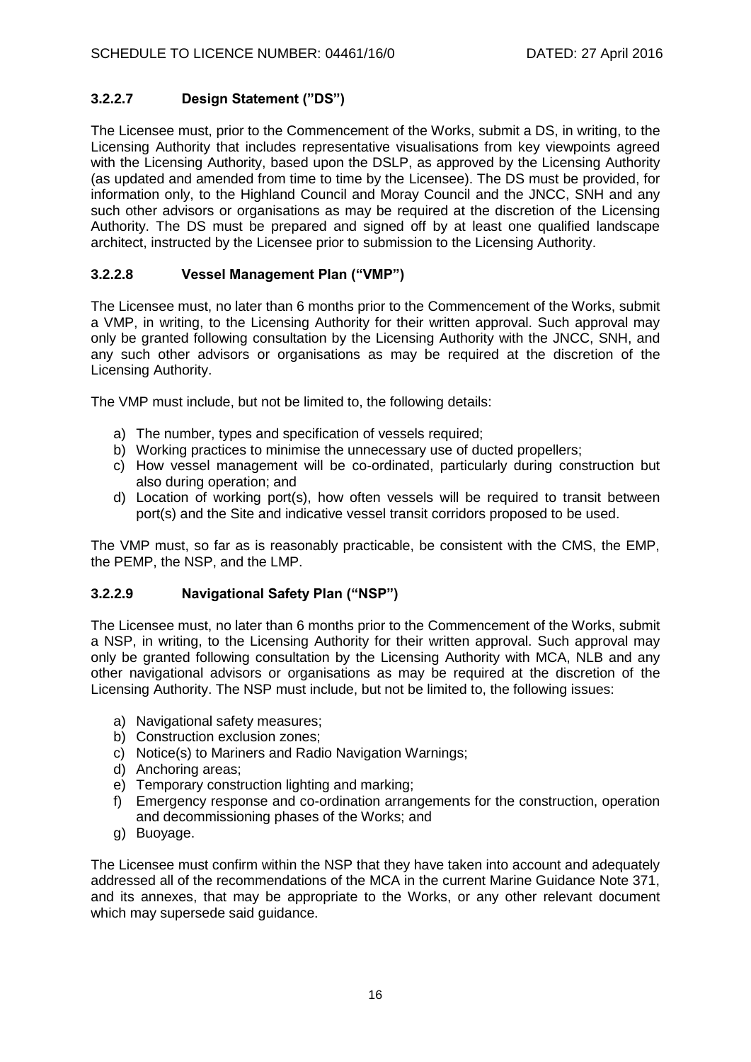### 3.2.2.7 Design Statement (”DS”)

The Licensee must, prior to the Commencement of the Works, submit a DS, in writing, to the Licensing Authority that includes representative visualisations from key viewpoints agreed with the Licensing Authority, based upon the DSLP, as approved by the Licensing Authority (as updated and amended from time to time by the Licensee). The DS must be provided, for information only, to the Highland Council and Moray Council and the JNCC, SNH and any such other advisors or organisations as may be required at the discretion of the Licensing Authority. The DS must be prepared and signed off by at least one qualified landscape architect, instructed by the Licensee prior to submission to the Licensing Authority.

### 3.2.2.8 Vessel Management Plan (“VMP”)

The Licensee must, no later than 6 months prior to the Commencement of the Works, submit a VMP, in writing, to the Licensing Authority for their written approval. Such approval may only be granted following consultation by the Licensing Authority with the JNCC, SNH, and any such other advisors or organisations as may be required at the discretion of the Licensing Authority.

The VMP must include, but not be limited to, the following details:

a) The number, types and specification of vessels required;
b) Working practices to minimise the unnecessary use of ducted propellers;
c) How vessel management will be co-ordinated, particularly during construction but also during operation; and
d) Location of working port(s), how often vessels will be required to transit between port(s) and the Site and indicative vessel transit corridors proposed to be used.

The VMP must, so far as is reasonably practicable, be consistent with the CMS, the EMP, the PEMP, the NSP, and the LMP.

### 3.2.2.9 Navigational Safety Plan (“NSP”)

The Licensee must, no later than 6 months prior to the Commencement of the Works, submit a NSP, in writing, to the Licensing Authority for their written approval. Such approval may only be granted following consultation by the Licensing Authority with MCA, NLB and any other navigational advisors or organisations as may be required at the discretion of the Licensing Authority. The NSP must include, but not be limited to, the following issues:

a) Navigational safety measures;
b) Construction exclusion zones;
c) Notice(s) to Mariners and Radio Navigation Warnings;
d) Anchoring areas;
e) Temporary construction lighting and marking;
f) Emergency response and co-ordination arrangements for the construction, operation and decommissioning phases of the Works; and
g) Buoyage.

The Licensee must confirm within the NSP that they have taken into account and adequately addressed all of the recommendations of the MCA in the current Marine Guidance Note 371, and its annexes, that may be appropriate to the Works, or any other relevant document which may supersede said guidance.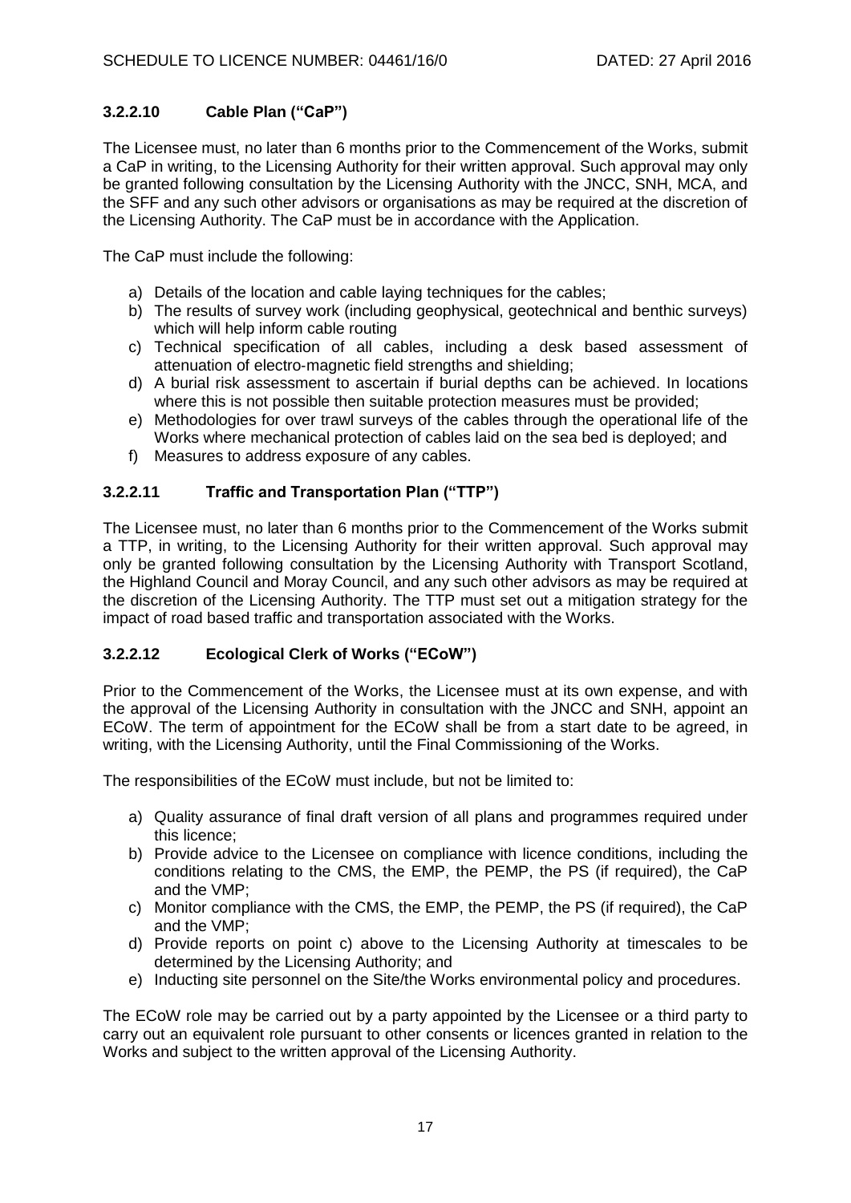### 3.2.2.10 Cable Plan ("CaP")

The Licensee must, no later than 6 months prior to the Commencement of the Works, submit a CaP in writing, to the Licensing Authority for their written approval. Such approval may only be granted following consultation by the Licensing Authority with the JNCC, SNH, MCA, and the SFF and any such other advisors or organisations as may be required at the discretion of the Licensing Authority. The CaP must be in accordance with the Application.

The CaP must include the following:

a) Details of the location and cable laying techniques for the cables;
b) The results of survey work (including geophysical, geotechnical and benthic surveys) which will help inform cable routing
c) Technical specification of all cables, including a desk based assessment of attenuation of electro-magnetic field strengths and shielding;
d) A burial risk assessment to ascertain if burial depths can be achieved. In locations where this is not possible then suitable protection measures must be provided;
e) Methodologies for over trawl surveys of the cables through the operational life of the Works where mechanical protection of cables laid on the sea bed is deployed; and
f) Measures to address exposure of any cables.

### 3.2.2.11 Traffic and Transportation Plan ("TTP")

The Licensee must, no later than 6 months prior to the Commencement of the Works submit a TTP, in writing, to the Licensing Authority for their written approval. Such approval may only be granted following consultation by the Licensing Authority with Transport Scotland, the Highland Council and Moray Council, and any such other advisors as may be required at the discretion of the Licensing Authority. The TTP must set out a mitigation strategy for the impact of road based traffic and transportation associated with the Works.

### 3.2.2.12 Ecological Clerk of Works ("ECoW")

Prior to the Commencement of the Works, the Licensee must at its own expense, and with the approval of the Licensing Authority in consultation with the JNCC and SNH, appoint an ECoW. The term of appointment for the ECoW shall be from a start date to be agreed, in writing, with the Licensing Authority, until the Final Commissioning of the Works.

The responsibilities of the ECoW must include, but not be limited to:

a) Quality assurance of final draft version of all plans and programmes required under this licence;
b) Provide advice to the Licensee on compliance with licence conditions, including the conditions relating to the CMS, the EMP, the PEMP, the PS (if required), the CaP and the VMP;
c) Monitor compliance with the CMS, the EMP, the PEMP, the PS (if required), the CaP and the VMP;
d) Provide reports on point c) above to the Licensing Authority at timescales to be determined by the Licensing Authority; and
e) Inducting site personnel on the Site/the Works environmental policy and procedures.

The ECoW role may be carried out by a party appointed by the Licensee or a third party to carry out an equivalent role pursuant to other consents or licences granted in relation to the Works and subject to the written approval of the Licensing Authority.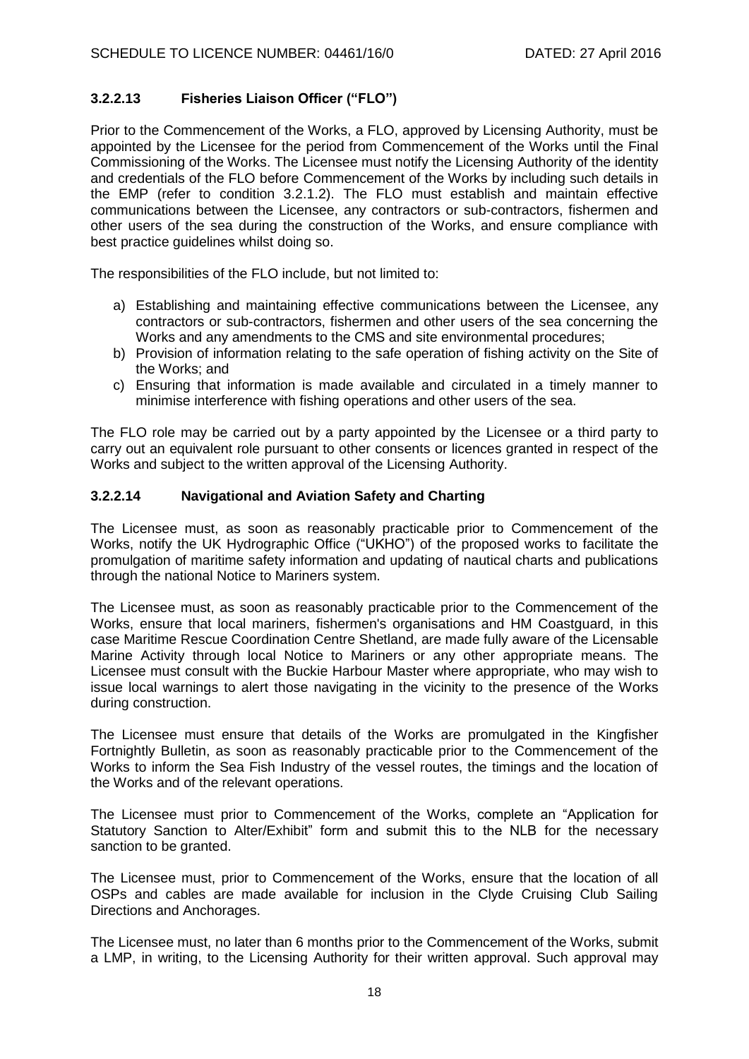### 3.2.2.13 Fisheries Liaison Officer ("FLO")

Prior to the Commencement of the Works, a FLO, approved by Licensing Authority, must be appointed by the Licensee for the period from Commencement of the Works until the Final Commissioning of the Works. The Licensee must notify the Licensing Authority of the identity and credentials of the FLO before Commencement of the Works by including such details in the EMP (refer to condition 3.2.1.2). The FLO must establish and maintain effective communications between the Licensee, any contractors or sub-contractors, fishermen and other users of the sea during the construction of the Works, and ensure compliance with best practice guidelines whilst doing so.

The responsibilities of the FLO include, but not limited to:

a) Establishing and maintaining effective communications between the Licensee, any contractors or sub-contractors, fishermen and other users of the sea concerning the Works and any amendments to the CMS and site environmental procedures;
b) Provision of information relating to the safe operation of fishing activity on the Site of the Works; and
c) Ensuring that information is made available and circulated in a timely manner to minimise interference with fishing operations and other users of the sea.

The FLO role may be carried out by a party appointed by the Licensee or a third party to carry out an equivalent role pursuant to other consents or licences granted in respect of the Works and subject to the written approval of the Licensing Authority.

### 3.2.2.14 Navigational and Aviation Safety and Charting

The Licensee must, as soon as reasonably practicable prior to Commencement of the Works, notify the UK Hydrographic Office ("UKHO") of the proposed works to facilitate the promulgation of maritime safety information and updating of nautical charts and publications through the national Notice to Mariners system.

The Licensee must, as soon as reasonably practicable prior to the Commencement of the Works, ensure that local mariners, fishermen's organisations and HM Coastguard, in this case Maritime Rescue Coordination Centre Shetland, are made fully aware of the Licensable Marine Activity through local Notice to Mariners or any other appropriate means. The Licensee must consult with the Buckie Harbour Master where appropriate, who may wish to issue local warnings to alert those navigating in the vicinity to the presence of the Works during construction.

The Licensee must ensure that details of the Works are promulgated in the Kingfisher Fortnightly Bulletin, as soon as reasonably practicable prior to the Commencement of the Works to inform the Sea Fish Industry of the vessel routes, the timings and the location of the Works and of the relevant operations.

The Licensee must prior to Commencement of the Works, complete an "Application for Statutory Sanction to Alter/Exhibit" form and submit this to the NLB for the necessary sanction to be granted.

The Licensee must, prior to Commencement of the Works, ensure that the location of all OSPs and cables are made available for inclusion in the Clyde Cruising Club Sailing Directions and Anchorages.

The Licensee must, no later than 6 months prior to the Commencement of the Works, submit a LMP, in writing, to the Licensing Authority for their written approval. Such approval may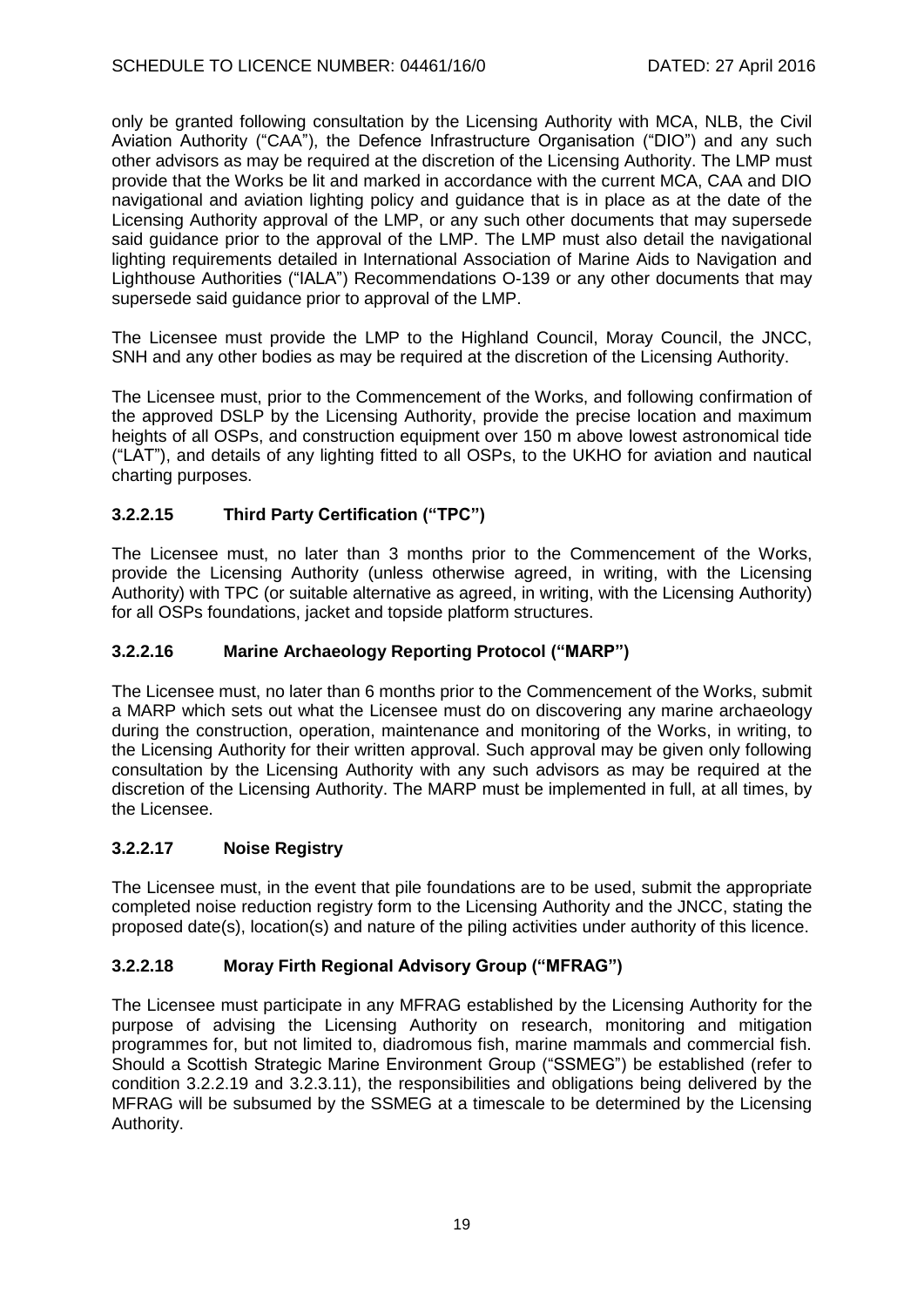only be granted following consultation by the Licensing Authority with MCA, NLB, the Civil Aviation Authority ("CAA"), the Defence Infrastructure Organisation ("DIO") and any such other advisors as may be required at the discretion of the Licensing Authority. The LMP must provide that the Works be lit and marked in accordance with the current MCA, CAA and DIO navigational and aviation lighting policy and guidance that is in place as at the date of the Licensing Authority approval of the LMP, or any such other documents that may supersede said guidance prior to the approval of the LMP. The LMP must also detail the navigational lighting requirements detailed in International Association of Marine Aids to Navigation and Lighthouse Authorities ("IALA") Recommendations O-139 or any other documents that may supersede said guidance prior to approval of the LMP.

The Licensee must provide the LMP to the Highland Council, Moray Council, the JNCC, SNH and any other bodies as may be required at the discretion of the Licensing Authority.

The Licensee must, prior to the Commencement of the Works, and following confirmation of the approved DSLP by the Licensing Authority, provide the precise location and maximum heights of all OSPs, and construction equipment over 150 m above lowest astronomical tide ("LAT"), and details of any lighting fitted to all OSPs, to the UKHO for aviation and nautical charting purposes.

### 3.2.2.15 Third Party Certification ("TPC")

The Licensee must, no later than 3 months prior to the Commencement of the Works, provide the Licensing Authority (unless otherwise agreed, in writing, with the Licensing Authority) with TPC (or suitable alternative as agreed, in writing, with the Licensing Authority) for all OSPs foundations, jacket and topside platform structures.

### 3.2.2.16 Marine Archaeology Reporting Protocol ("MARP")

The Licensee must, no later than 6 months prior to the Commencement of the Works, submit a MARP which sets out what the Licensee must do on discovering any marine archaeology during the construction, operation, maintenance and monitoring of the Works, in writing, to the Licensing Authority for their written approval. Such approval may be given only following consultation by the Licensing Authority with any such advisors as may be required at the discretion of the Licensing Authority. The MARP must be implemented in full, at all times, by the Licensee.

### 3.2.2.17 Noise Registry

The Licensee must, in the event that pile foundations are to be used, submit the appropriate completed noise reduction registry form to the Licensing Authority and the JNCC, stating the proposed date(s), location(s) and nature of the piling activities under authority of this licence.

### 3.2.2.18 Moray Firth Regional Advisory Group ("MFRAG")

The Licensee must participate in any MFRAG established by the Licensing Authority for the purpose of advising the Licensing Authority on research, monitoring and mitigation programmes for, but not limited to, diadromous fish, marine mammals and commercial fish. Should a Scottish Strategic Marine Environment Group ("SSMEG") be established (refer to condition 3.2.2.19 and 3.2.3.11), the responsibilities and obligations being delivered by the MFRAG will be subsumed by the SSMEG at a timescale to be determined by the Licensing Authority.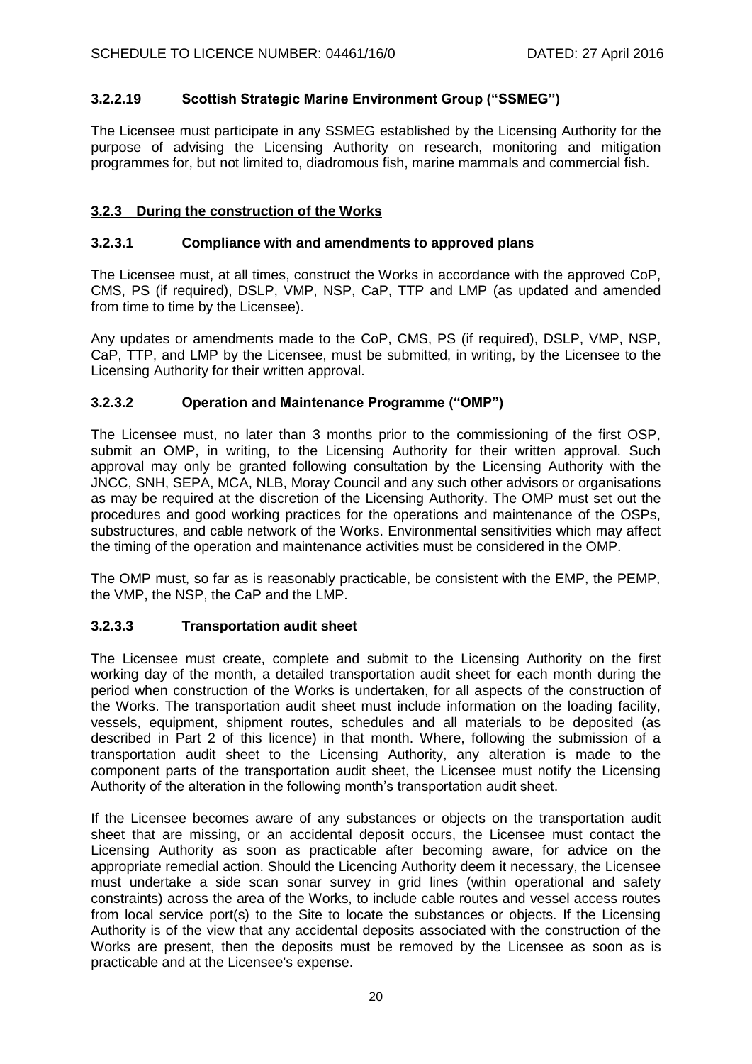### 3.2.2.19 Scottish Strategic Marine Environment Group ("SSMEG")

The Licensee must participate in any SSMEG established by the Licensing Authority for the purpose of advising the Licensing Authority on research, monitoring and mitigation programmes for, but not limited to, diadromous fish, marine mammals and commercial fish.

## 3.2.3 During the construction of the Works

### 3.2.3.1 Compliance with and amendments to approved plans

The Licensee must, at all times, construct the Works in accordance with the approved CoP, CMS, PS (if required), DSLP, VMP, NSP, CaP, TTP and LMP (as updated and amended from time to time by the Licensee).

Any updates or amendments made to the CoP, CMS, PS (if required), DSLP, VMP, NSP, CaP, TTP, and LMP by the Licensee, must be submitted, in writing, by the Licensee to the Licensing Authority for their written approval.

### 3.2.3.2 Operation and Maintenance Programme ("OMP")

The Licensee must, no later than 3 months prior to the commissioning of the first OSP, submit an OMP, in writing, to the Licensing Authority for their written approval. Such approval may only be granted following consultation by the Licensing Authority with the JNCC, SNH, SEPA, MCA, NLB, Moray Council and any such other advisors or organisations as may be required at the discretion of the Licensing Authority. The OMP must set out the procedures and good working practices for the operations and maintenance of the OSPs, substructures, and cable network of the Works. Environmental sensitivities which may affect the timing of the operation and maintenance activities must be considered in the OMP.

The OMP must, so far as is reasonably practicable, be consistent with the EMP, the PEMP, the VMP, the NSP, the CaP and the LMP.

### 3.2.3.3 Transportation audit sheet

The Licensee must create, complete and submit to the Licensing Authority on the first working day of the month, a detailed transportation audit sheet for each month during the period when construction of the Works is undertaken, for all aspects of the construction of the Works. The transportation audit sheet must include information on the loading facility, vessels, equipment, shipment routes, schedules and all materials to be deposited (as described in Part 2 of this licence) in that month. Where, following the submission of a transportation audit sheet to the Licensing Authority, any alteration is made to the component parts of the transportation audit sheet, the Licensee must notify the Licensing Authority of the alteration in the following month's transportation audit sheet.

If the Licensee becomes aware of any substances or objects on the transportation audit sheet that are missing, or an accidental deposit occurs, the Licensee must contact the Licensing Authority as soon as practicable after becoming aware, for advice on the appropriate remedial action. Should the Licencing Authority deem it necessary, the Licensee must undertake a side scan sonar survey in grid lines (within operational and safety constraints) across the area of the Works, to include cable routes and vessel access routes from local service port(s) to the Site to locate the substances or objects. If the Licensing Authority is of the view that any accidental deposits associated with the construction of the Works are present, then the deposits must be removed by the Licensee as soon as is practicable and at the Licensee's expense.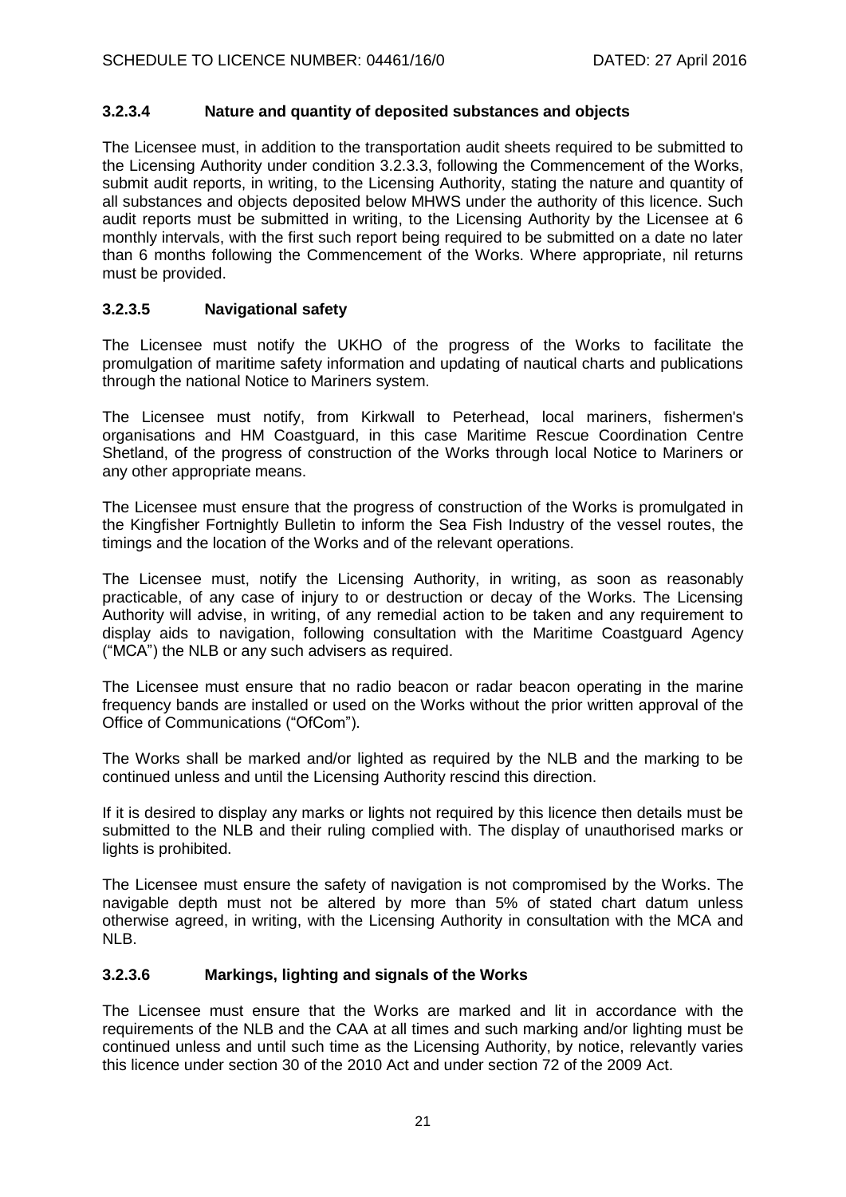### 3.2.3.4 Nature and quantity of deposited substances and objects

The Licensee must, in addition to the transportation audit sheets required to be submitted to the Licensing Authority under condition 3.2.3.3, following the Commencement of the Works, submit audit reports, in writing, to the Licensing Authority, stating the nature and quantity of all substances and objects deposited below MHWS under the authority of this licence. Such audit reports must be submitted in writing, to the Licensing Authority by the Licensee at 6 monthly intervals, with the first such report being required to be submitted on a date no later than 6 months following the Commencement of the Works. Where appropriate, nil returns must be provided.

### 3.2.3.5 Navigational safety

The Licensee must notify the UKHO of the progress of the Works to facilitate the promulgation of maritime safety information and updating of nautical charts and publications through the national Notice to Mariners system.

The Licensee must notify, from Kirkwall to Peterhead, local mariners, fishermen's organisations and HM Coastguard, in this case Maritime Rescue Coordination Centre Shetland, of the progress of construction of the Works through local Notice to Mariners or any other appropriate means.

The Licensee must ensure that the progress of construction of the Works is promulgated in the Kingfisher Fortnightly Bulletin to inform the Sea Fish Industry of the vessel routes, the timings and the location of the Works and of the relevant operations.

The Licensee must, notify the Licensing Authority, in writing, as soon as reasonably practicable, of any case of injury to or destruction or decay of the Works. The Licensing Authority will advise, in writing, of any remedial action to be taken and any requirement to display aids to navigation, following consultation with the Maritime Coastguard Agency ("MCA") the NLB or any such advisers as required.

The Licensee must ensure that no radio beacon or radar beacon operating in the marine frequency bands are installed or used on the Works without the prior written approval of the Office of Communications ("OfCom").

The Works shall be marked and/or lighted as required by the NLB and the marking to be continued unless and until the Licensing Authority rescind this direction.

If it is desired to display any marks or lights not required by this licence then details must be submitted to the NLB and their ruling complied with. The display of unauthorised marks or lights is prohibited.

The Licensee must ensure the safety of navigation is not compromised by the Works. The navigable depth must not be altered by more than 5% of stated chart datum unless otherwise agreed, in writing, with the Licensing Authority in consultation with the MCA and NLB.

### 3.2.3.6 Markings, lighting and signals of the Works

The Licensee must ensure that the Works are marked and lit in accordance with the requirements of the NLB and the CAA at all times and such marking and/or lighting must be continued unless and until such time as the Licensing Authority, by notice, relevantly varies this licence under section 30 of the 2010 Act and under section 72 of the 2009 Act.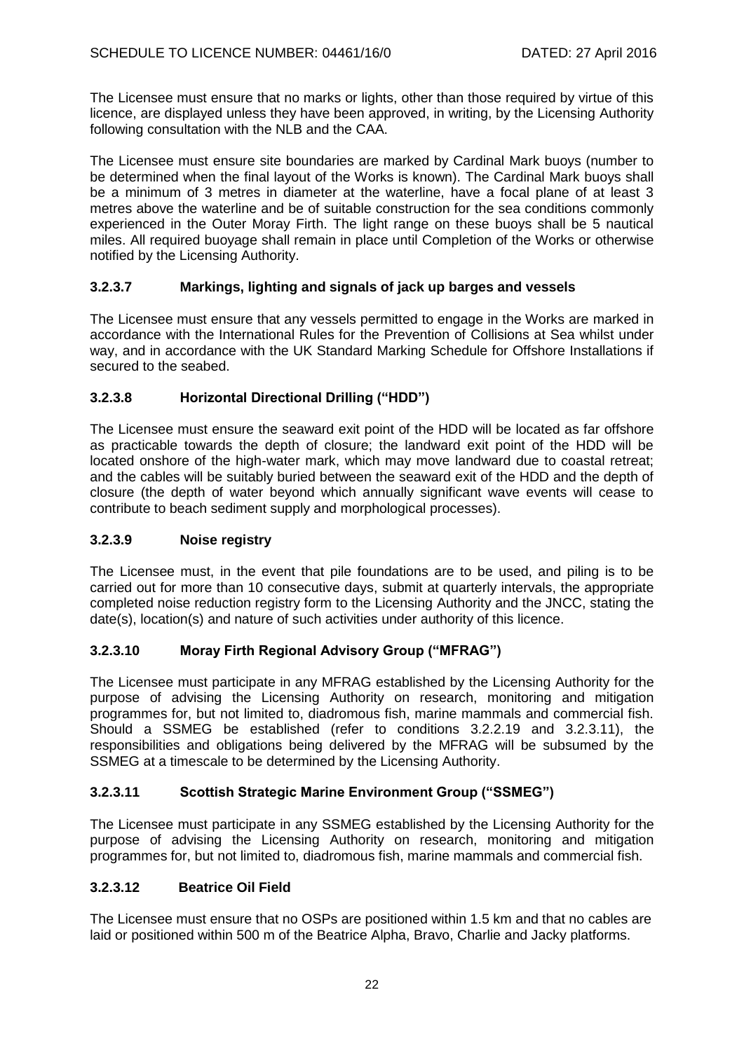The Licensee must ensure that no marks or lights, other than those required by virtue of this licence, are displayed unless they have been approved, in writing, by the Licensing Authority following consultation with the NLB and the CAA.

The Licensee must ensure site boundaries are marked by Cardinal Mark buoys (number to be determined when the final layout of the Works is known). The Cardinal Mark buoys shall be a minimum of 3 metres in diameter at the waterline, have a focal plane of at least 3 metres above the waterline and be of suitable construction for the sea conditions commonly experienced in the Outer Moray Firth. The light range on these buoys shall be 5 nautical miles. All required buoyage shall remain in place until Completion of the Works or otherwise notified by the Licensing Authority.

### 3.2.3.7 Markings, lighting and signals of jack up barges and vessels

The Licensee must ensure that any vessels permitted to engage in the Works are marked in accordance with the International Rules for the Prevention of Collisions at Sea whilst under way, and in accordance with the UK Standard Marking Schedule for Offshore Installations if secured to the seabed.

### 3.2.3.8 Horizontal Directional Drilling ("HDD")

The Licensee must ensure the seaward exit point of the HDD will be located as far offshore as practicable towards the depth of closure; the landward exit point of the HDD will be located onshore of the high-water mark, which may move landward due to coastal retreat; and the cables will be suitably buried between the seaward exit of the HDD and the depth of closure (the depth of water beyond which annually significant wave events will cease to contribute to beach sediment supply and morphological processes).

### 3.2.3.9 Noise registry

The Licensee must, in the event that pile foundations are to be used, and piling is to be carried out for more than 10 consecutive days, submit at quarterly intervals, the appropriate completed noise reduction registry form to the Licensing Authority and the JNCC, stating the date(s), location(s) and nature of such activities under authority of this licence.

### 3.2.3.10 Moray Firth Regional Advisory Group ("MFRAG")

The Licensee must participate in any MFRAG established by the Licensing Authority for the purpose of advising the Licensing Authority on research, monitoring and mitigation programmes for, but not limited to, diadromous fish, marine mammals and commercial fish. Should a SSMEG be established (refer to conditions 3.2.2.19 and 3.2.3.11), the responsibilities and obligations being delivered by the MFRAG will be subsumed by the SSMEG at a timescale to be determined by the Licensing Authority.

### 3.2.3.11 Scottish Strategic Marine Environment Group ("SSMEG")

The Licensee must participate in any SSMEG established by the Licensing Authority for the purpose of advising the Licensing Authority on research, monitoring and mitigation programmes for, but not limited to, diadromous fish, marine mammals and commercial fish.

### 3.2.3.12 Beatrice Oil Field

The Licensee must ensure that no OSPs are positioned within 1.5 km and that no cables are laid or positioned within 500 m of the Beatrice Alpha, Bravo, Charlie and Jacky platforms.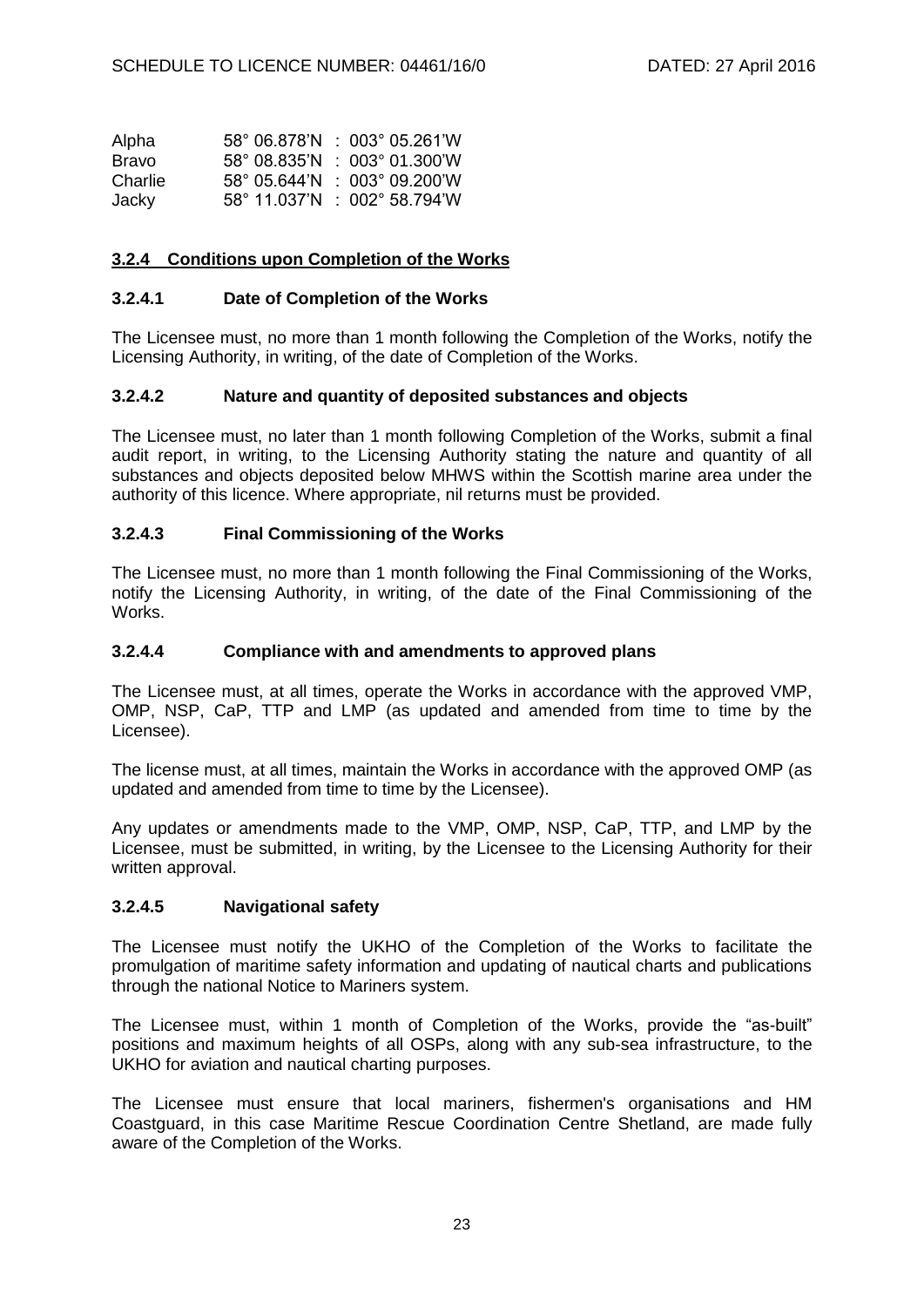| | | |
|---|---|---|
| Alpha | 58° 06.878'N | : 003° 05.261'W |
| Bravo | 58° 08.835'N | : 003° 01.300'W |
| Charlie | 58° 05.644'N | : 003° 09.200'W |
| Jacky | 58° 11.037'N | : 002° 58.794'W |

### **3.2.4 Conditions upon Completion of the Works**

#### **3.2.4.1 Date of Completion of the Works**

The Licensee must, no more than 1 month following the Completion of the Works, notify the Licensing Authority, in writing, of the date of Completion of the Works.

#### **3.2.4.2 Nature and quantity of deposited substances and objects**

The Licensee must, no later than 1 month following Completion of the Works, submit a final audit report, in writing, to the Licensing Authority stating the nature and quantity of all substances and objects deposited below MHWS within the Scottish marine area under the authority of this licence. Where appropriate, nil returns must be provided.

#### **3.2.4.3 Final Commissioning of the Works**

The Licensee must, no more than 1 month following the Final Commissioning of the Works, notify the Licensing Authority, in writing, of the date of the Final Commissioning of the Works.

#### **3.2.4.4 Compliance with and amendments to approved plans**

The Licensee must, at all times, operate the Works in accordance with the approved VMP, OMP, NSP, CaP, TTP and LMP (as updated and amended from time to time by the Licensee).

The license must, at all times, maintain the Works in accordance with the approved OMP (as updated and amended from time to time by the Licensee).

Any updates or amendments made to the VMP, OMP, NSP, CaP, TTP, and LMP by the Licensee, must be submitted, in writing, by the Licensee to the Licensing Authority for their written approval.

#### **3.2.4.5 Navigational safety**

The Licensee must notify the UKHO of the Completion of the Works to facilitate the promulgation of maritime safety information and updating of nautical charts and publications through the national Notice to Mariners system.

The Licensee must, within 1 month of Completion of the Works, provide the "as-built" positions and maximum heights of all OSPs, along with any sub-sea infrastructure, to the UKHO for aviation and nautical charting purposes.

The Licensee must ensure that local mariners, fishermen's organisations and HM Coastguard, in this case Maritime Rescue Coordination Centre Shetland, are made fully aware of the Completion of the Works.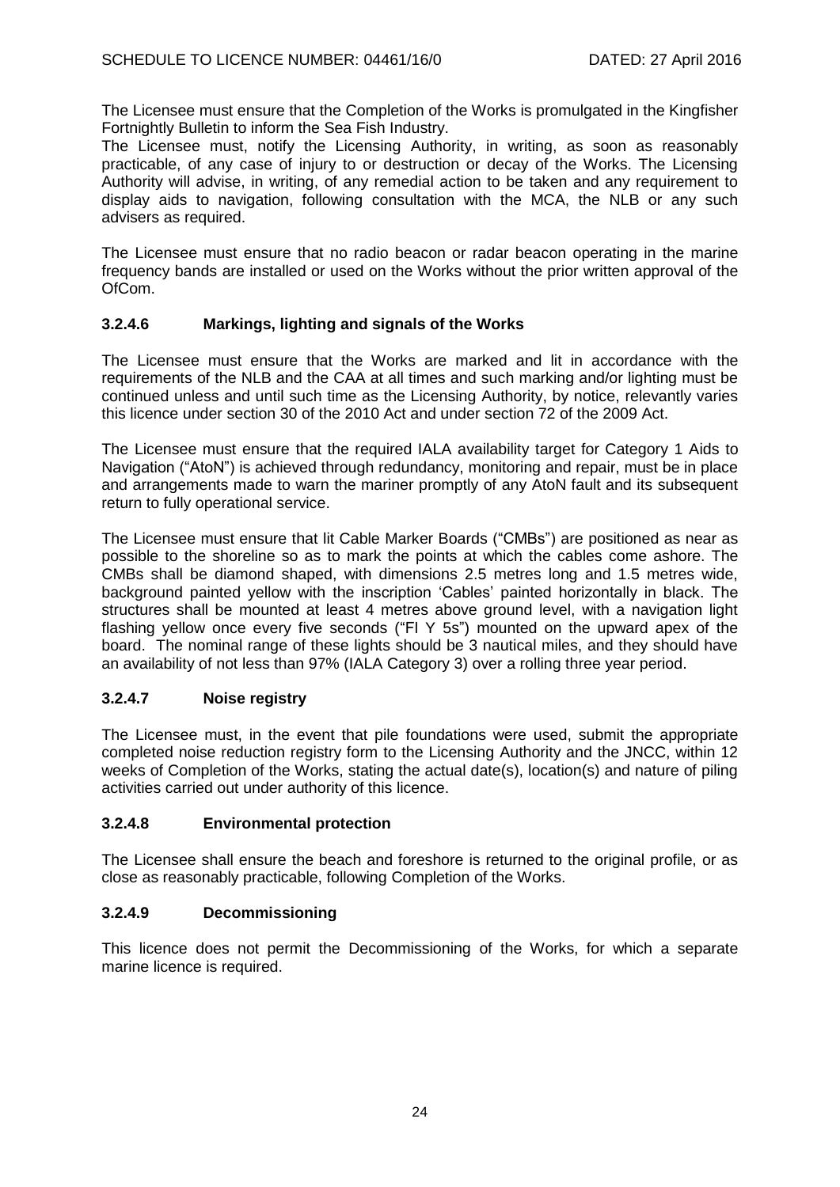The Licensee must ensure that the Completion of the Works is promulgated in the Kingfisher Fortnightly Bulletin to inform the Sea Fish Industry.

The Licensee must, notify the Licensing Authority, in writing, as soon as reasonably practicable, of any case of injury to or destruction or decay of the Works. The Licensing Authority will advise, in writing, of any remedial action to be taken and any requirement to display aids to navigation, following consultation with the MCA, the NLB or any such advisers as required.

The Licensee must ensure that no radio beacon or radar beacon operating in the marine frequency bands are installed or used on the Works without the prior written approval of the OfCom.

### 3.2.4.6 Markings, lighting and signals of the Works

The Licensee must ensure that the Works are marked and lit in accordance with the requirements of the NLB and the CAA at all times and such marking and/or lighting must be continued unless and until such time as the Licensing Authority, by notice, relevantly varies this licence under section 30 of the 2010 Act and under section 72 of the 2009 Act.

The Licensee must ensure that the required IALA availability target for Category 1 Aids to Navigation ("AtoN") is achieved through redundancy, monitoring and repair, must be in place and arrangements made to warn the mariner promptly of any AtoN fault and its subsequent return to fully operational service.

The Licensee must ensure that lit Cable Marker Boards ("CMBs") are positioned as near as possible to the shoreline so as to mark the points at which the cables come ashore. The CMBs shall be diamond shaped, with dimensions 2.5 metres long and 1.5 metres wide, background painted yellow with the inscription 'Cables' painted horizontally in black. The structures shall be mounted at least 4 metres above ground level, with a navigation light flashing yellow once every five seconds ("Fl Y 5s") mounted on the upward apex of the board. The nominal range of these lights should be 3 nautical miles, and they should have an availability of not less than 97% (IALA Category 3) over a rolling three year period.

### 3.2.4.7 Noise registry

The Licensee must, in the event that pile foundations were used, submit the appropriate completed noise reduction registry form to the Licensing Authority and the JNCC, within 12 weeks of Completion of the Works, stating the actual date(s), location(s) and nature of piling activities carried out under authority of this licence.

### 3.2.4.8 Environmental protection

The Licensee shall ensure the beach and foreshore is returned to the original profile, or as close as reasonably practicable, following Completion of the Works.

### 3.2.4.9 Decommissioning

This licence does not permit the Decommissioning of the Works, for which a separate marine licence is required.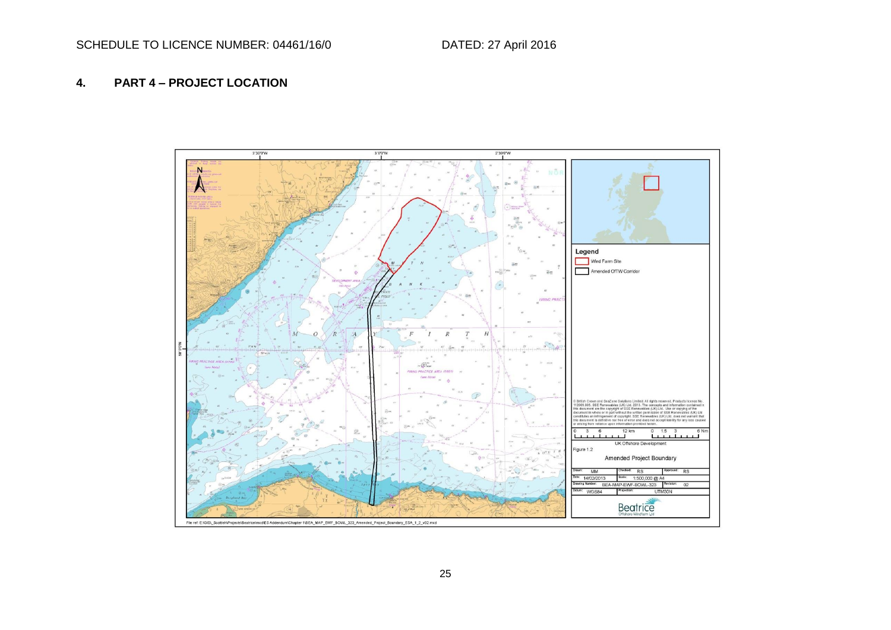SCHEDULE TO LICENCE NUMBER: 04461/16/0 DATED: 27 April 2016

## 4. PART 4 – PROJECT LOCATION

3°30'0"W
3°0'0"W
2°30'0"W
58°0'0"N

M O R A Y F I R T H

Legend

Wind Farm Site

Amended OfTW Corridor

© British Crown and SeaZone Solutions Limited. All rights reserved. Products licence No. 112009.005. SSE Renewables (UK) Ltd. 2013. The concepts and information contained in this document are the copyright of SSE Renewables (UK) Ltd. Use or copying of the document in whole or in part without the written permission of SSE Renewables (UK) Ltd constitutes an infringement of copyright. SSE Renewables (UK) Ltd. does not warrant that this document is definitive nor free of error and does not accept liability for any loss caused or arising from reliance upon information provided herein.

0 3 6 12 km 0 1.5 3 6 Nm

UK Offshore Development

Figure 1.2

Amended Project Boundary

| | | | | | |
|---|---|---|---|---|---|
| Drawn: | MM | Checked: | RS | Approved: | RS |
| Date: | 14/02/2013 | Scale: | 1:500,000 @ A4 | | |
| Drawing Number: | BEA-MAP-EWF-BOWL-323 | | | Revision: | 02 |
| Datum: | WGS84 | Projection: | UTM30N | | |

Beatrice Offshore Windfarm Ltd

File ref: E:\GIS\_Scottish\Projects\Beatrice\mxd\ES Addendum\Chapter 1\BEA_MAP_EWF_BOWL_323_Amended_Project_Boundary_ESA_1_2_v02.mxd